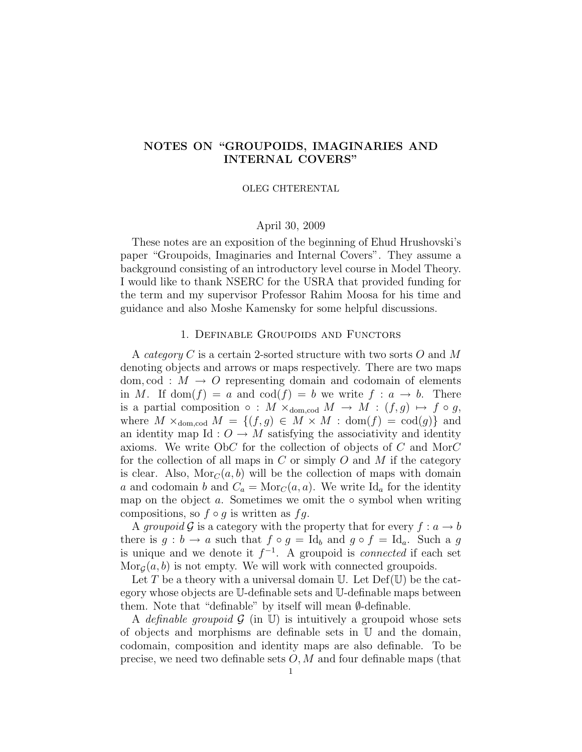# NOTES ON "GROUPOIDS, IMAGINARIES AND INTERNAL COVERS"

OLEG CHTERENTAL

April 30, 2009

These notes are an exposition of the beginning of Ehud Hrushovski's paper "Groupoids, Imaginaries and Internal Covers". They assume a background consisting of an introductory level course in Model Theory. I would like to thank NSERC for the USRA that provided funding for the term and my supervisor Professor Rahim Moosa for his time and guidance and also Moshe Kamensky for some helpful discussions.

## 1. Definable Groupoids and Functors

A *category* $C$ is a certain 2-sorted structure with two sorts $O$ and $M$ denoting objects and arrows or maps respectively. There are two maps $\mathrm{dom}, \mathrm{cod} : M \to O$ representing domain and codomain of elements in $M$. If $\mathrm{dom}(f) = a$ and $\mathrm{cod}(f) = b$ we write $f : a \to b$. There is a partial composition $\circ : M \times_{\mathrm{dom},\mathrm{cod}} M \to M : (f, g) \mapsto f \circ g$, where $M \times_{\mathrm{dom},\mathrm{cod}} M = \{(f, g) \in M \times M : \mathrm{dom}(f) = \mathrm{cod}(g)\}$ and an identity map $\mathrm{Id} : O \to M$ satisfying the associativity and identity axioms. We write $\mathrm{Ob}C$ for the collection of objects of $C$ and $\mathrm{Mor}C$ for the collection of all maps in $C$ or simply $O$ and $M$ if the category is clear. Also, $\mathrm{Mor}_C(a, b)$ will be the collection of maps with domain $a$ and codomain $b$ and $C_a = \mathrm{Mor}_C(a, a)$. We write $\mathrm{Id}_a$ for the identity map on the object $a$. Sometimes we omit the $\circ$ symbol when writing compositions, so $f \circ g$ is written as $fg$.

A *groupoid* $\mathcal{G}$ is a category with the property that for every $f : a \to b$ there is $g : b \to a$ such that $f \circ g = \mathrm{Id}_b$ and $g \circ f = \mathrm{Id}_a$. Such a $g$ is unique and we denote it $f^{-1}$. A groupoid is *connected* if each set $\mathrm{Mor}_{\mathcal{G}}(a, b)$ is not empty. We will work with connected groupoids.

Let $T$ be a theory with a universal domain $\mathbb{U}$. Let $\mathrm{Def}(\mathbb{U})$ be the category whose objects are $\mathbb{U}$-definable sets and $\mathbb{U}$-definable maps between them. Note that "definable" by itself will mean $\emptyset$-definable.

A *definable groupoid* $\mathcal{G}$ (in $\mathbb{U}$) is intuitively a groupoid whose sets of objects and morphisms are definable sets in $\mathbb{U}$ and the domain, codomain, composition and identity maps are also definable. To be precise, we need two definable sets $O, M$ and four definable maps (that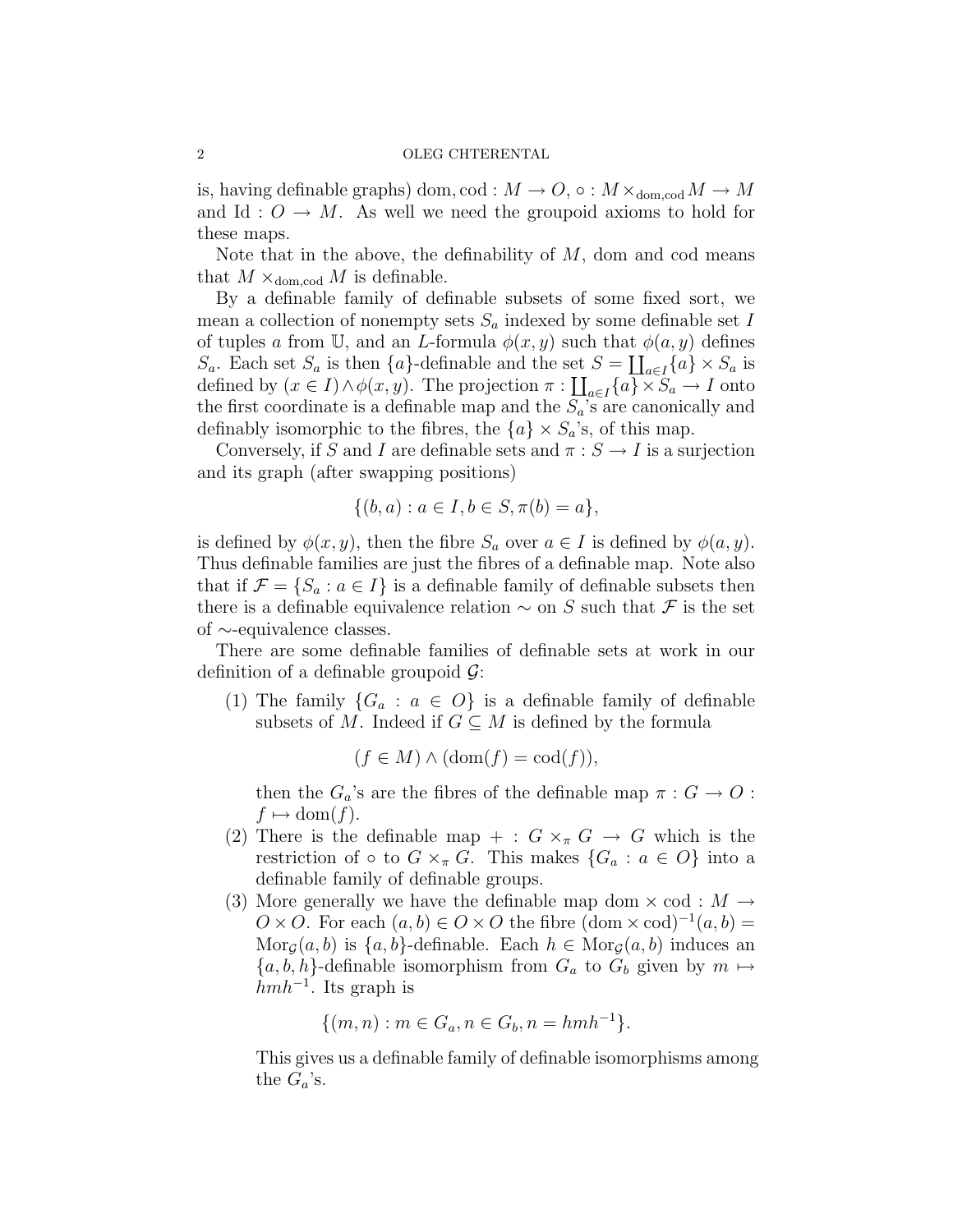is, having definable graphs) $\mathrm{dom}, \mathrm{cod} : M \to O$, $\circ : M \times_{\mathrm{dom},\mathrm{cod}} M \to M$ and $\mathrm{Id} : O \to M$. As well we need the groupoid axioms to hold for these maps.

Note that in the above, the definability of $M$, dom and cod means that $M \times_{\mathrm{dom},\mathrm{cod}} M$ is definable.

By a definable family of definable subsets of some fixed sort, we mean a collection of nonempty sets $S_a$ indexed by some definable set $I$ of tuples $a$ from $\mathbb{U}$, and an $L$-formula $\phi(x, y)$ such that $\phi(a, y)$ defines $S_a$. Each set $S_a$ is then $\{a\}$-definable and the set $S = \coprod_{a \in I} \{a\} \times S_a$ is defined by $(x \in I) \wedge \phi(x, y)$. The projection $\pi : \coprod_{a \in I} \{a\} \times S_a \to I$ onto the first coordinate is a definable map and the $S_a$'s are canonically and definably isomorphic to the fibres, the $\{a\} \times S_a$'s, of this map.

Conversely, if $S$ and $I$ are definable sets and $\pi : S \to I$ is a surjection and its graph (after swapping positions)

$$\{(b, a) : a \in I, b \in S, \pi(b) = a\},$$

is defined by $\phi(x, y)$, then the fibre $S_a$ over $a \in I$ is defined by $\phi(a, y)$. Thus definable families are just the fibres of a definable map. Note also that if $\mathcal{F} = \{S_a : a \in I\}$ is a definable family of definable subsets then there is a definable equivalence relation $\sim$ on $S$ such that $\mathcal{F}$ is the set of $\sim$-equivalence classes.

There are some definable families of definable sets at work in our definition of a definable groupoid $\mathcal{G}$:

(1) The family $\{G_a : a \in O\}$ is a definable family of definable subsets of $M$. Indeed if $G \subseteq M$ is defined by the formula

$$(f \in M) \wedge (\mathrm{dom}(f) = \mathrm{cod}(f)),$$

then the $G_a$'s are the fibres of the definable map $\pi : G \to O : f \mapsto \mathrm{dom}(f)$.

(2) There is the definable map $+ : G \times_\pi G \to G$ which is the restriction of $\circ$ to $G \times_\pi G$. This makes $\{G_a : a \in O\}$ into a definable family of definable groups.

(3) More generally we have the definable map $\mathrm{dom} \times \mathrm{cod} : M \to O \times O$. For each $(a, b) \in O \times O$ the fibre $(\mathrm{dom} \times \mathrm{cod})^{-1}(a, b) = \mathrm{Mor}_{\mathcal{G}}(a, b)$ is $\{a, b\}$-definable. Each $h \in \mathrm{Mor}_{\mathcal{G}}(a, b)$ induces an $\{a, b, h\}$-definable isomorphism from $G_a$ to $G_b$ given by $m \mapsto hmh^{-1}$. Its graph is

$$\{(m, n) : m \in G_a, n \in G_b, n = hmh^{-1}\}.$$

This gives us a definable family of definable isomorphisms among the $G_a$'s.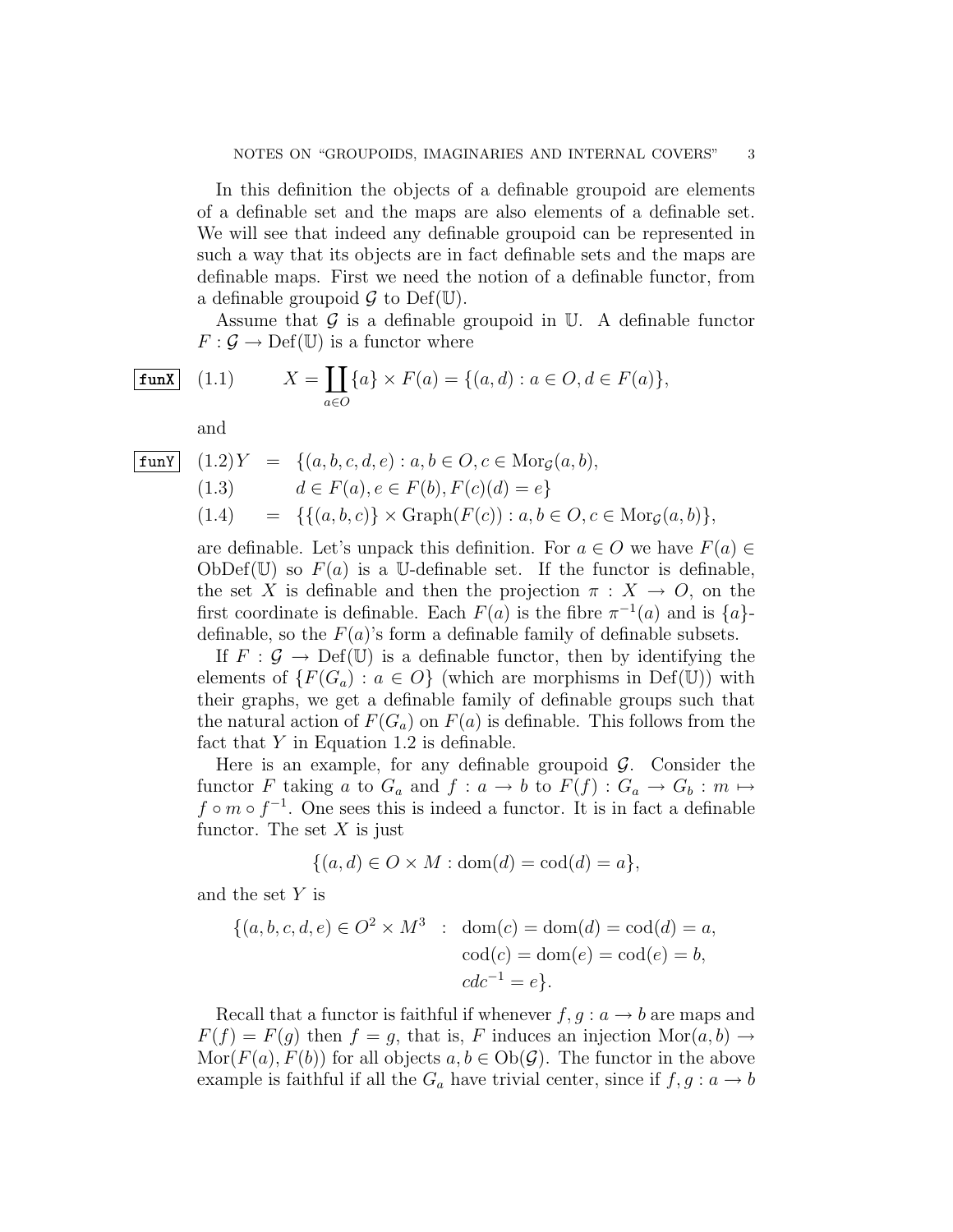In this definition the objects of a definable groupoid are elements of a definable set and the maps are also elements of a definable set. We will see that indeed any definable groupoid can be represented in such a way that its objects are in fact definable sets and the maps are definable maps. First we need the notion of a definable functor, from a definable groupoid $\mathcal{G}$ to $\mathrm{Def}(\mathbb{U})$.

Assume that $\mathcal{G}$ is a definable groupoid in $\mathbb{U}$. A definable functor $F : \mathcal{G} \to \mathrm{Def}(\mathbb{U})$ is a functor where

$$X = \coprod_{a \in O} \{a\} \times F(a) = \{(a, d) : a \in O, d \in F(a)\}, \tag{1.1}$$

and

$$
\begin{aligned}
(1.2)\quad Y &= \{(a, b, c, d, e) : a, b \in O, c \in \mathrm{Mor}_{\mathcal{G}}(a, b), \\
(1.3)\quad &\qquad d \in F(a), e \in F(b), F(c)(d) = e\} \\
(1.4)\quad &= \{\{(a, b, c)\} \times \mathrm{Graph}(F(c)) : a, b \in O, c \in \mathrm{Mor}_{\mathcal{G}}(a, b)\},
\end{aligned}
$$

are definable. Let's unpack this definition. For $a \in O$ we have $F(a) \in \mathrm{ObDef}(\mathbb{U})$ so $F(a)$ is a $\mathbb{U}$-definable set. If the functor is definable, the set $X$ is definable and then the projection $\pi : X \to O$, on the first coordinate is definable. Each $F(a)$ is the fibre $\pi^{-1}(a)$ and is $\{a\}$-definable, so the $F(a)$'s form a definable family of definable subsets.

If $F : \mathcal{G} \to \mathrm{Def}(\mathbb{U})$ is a definable functor, then by identifying the elements of $\{F(G_a) : a \in O\}$ (which are morphisms in $\mathrm{Def}(\mathbb{U})$) with their graphs, we get a definable family of definable groups such that the natural action of $F(G_a)$ on $F(a)$ is definable. This follows from the fact that $Y$ in Equation 1.2 is definable.

Here is an example, for any definable groupoid $\mathcal{G}$. Consider the functor $F$ taking $a$ to $G_a$ and $f : a \to b$ to $F(f) : G_a \to G_b : m \mapsto f \circ m \circ f^{-1}$. One sees this is indeed a functor. It is in fact a definable functor. The set $X$ is just

$$\{(a, d) \in O \times M : \mathrm{dom}(d) = \mathrm{cod}(d) = a\},$$

and the set $Y$ is

$$
\begin{aligned}
\{(a, b, c, d, e) \in O^2 \times M^3 \quad : \quad & \mathrm{dom}(c) = \mathrm{dom}(d) = \mathrm{cod}(d) = a, \\
& \mathrm{cod}(c) = \mathrm{dom}(e) = \mathrm{cod}(e) = b, \\
& cdc^{-1} = e\}.
\end{aligned}
$$

Recall that a functor is faithful if whenever $f, g : a \to b$ are maps and $F(f) = F(g)$ then $f = g$, that is, $F$ induces an injection $\mathrm{Mor}(a, b) \to \mathrm{Mor}(F(a), F(b))$ for all objects $a, b \in \mathrm{Ob}(\mathcal{G})$. The functor in the above example is faithful if all the $G_a$ have trivial center, since if $f, g : a \to b$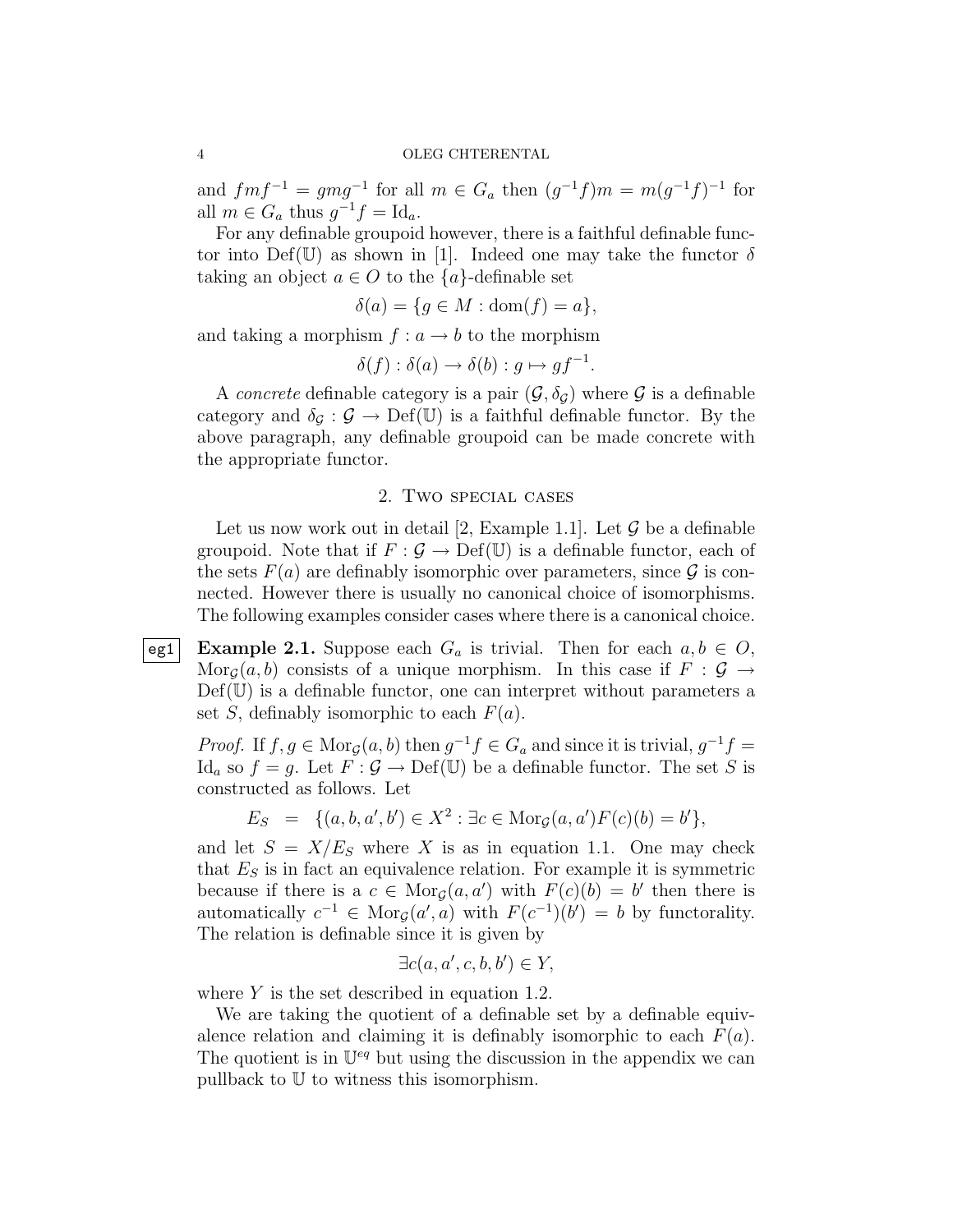and $fmf^{-1} = gmg^{-1}$ for all $m \in G_a$ then $(g^{-1}f)m = m(g^{-1}f)^{-1}$ for all $m \in G_a$ thus $g^{-1}f = \mathrm{Id}_a$.

For any definable groupoid however, there is a faithful definable functor into $\mathrm{Def}(\mathbb{U})$ as shown in [1]. Indeed one may take the functor $\delta$ taking an object $a \in O$ to the $\{a\}$-definable set

$$\delta(a) = \{g \in M : \mathrm{dom}(f) = a\},$$

and taking a morphism $f : a \to b$ to the morphism

$$\delta(f) : \delta(a) \to \delta(b) : g \mapsto gf^{-1}.$$

A *concrete* definable category is a pair $(\mathcal{G}, \delta_{\mathcal{G}})$ where $\mathcal{G}$ is a definable category and $\delta_{\mathcal{G}} : \mathcal{G} \to \mathrm{Def}(\mathbb{U})$ is a faithful definable functor. By the above paragraph, any definable groupoid can be made concrete with the appropriate functor.

## 2. Two special cases

Let us now work out in detail [2, Example 1.1]. Let $\mathcal{G}$ be a definable groupoid. Note that if $F : \mathcal{G} \to \mathrm{Def}(\mathbb{U})$ is a definable functor, each of the sets $F(a)$ are definably isomorphic over parameters, since $\mathcal{G}$ is connected. However there is usually no canonical choice of isomorphisms. The following examples consider cases where there is a canonical choice.

**Example 2.1.** Suppose each $G_a$ is trivial. Then for each $a, b \in O$, $\mathrm{Mor}_{\mathcal{G}}(a, b)$ consists of a unique morphism. In this case if $F : \mathcal{G} \to \mathrm{Def}(\mathbb{U})$ is a definable functor, one can interpret without parameters a set $S$, definably isomorphic to each $F(a)$.

*Proof.* If $f, g \in \mathrm{Mor}_{\mathcal{G}}(a, b)$ then $g^{-1}f \in G_a$ and since it is trivial, $g^{-1}f = \mathrm{Id}_a$ so $f = g$. Let $F : \mathcal{G} \to \mathrm{Def}(\mathbb{U})$ be a definable functor. The set $S$ is constructed as follows. Let

$$E_S \;\;=\;\; \{(a, b, a', b') \in X^2 : \exists c \in \mathrm{Mor}_{\mathcal{G}}(a, a') F(c)(b) = b'\},$$

and let $S = X/E_S$ where $X$ is as in equation 1.1. One may check that $E_S$ is in fact an equivalence relation. For example it is symmetric because if there is a $c \in \mathrm{Mor}_{\mathcal{G}}(a, a')$ with $F(c)(b) = b'$ then there is automatically $c^{-1} \in \mathrm{Mor}_{\mathcal{G}}(a', a)$ with $F(c^{-1})(b') = b$ by functorality. The relation is definable since it is given by

$$\exists c (a, a', c, b, b') \in Y,$$

where $Y$ is the set described in equation 1.2.

We are taking the quotient of a definable set by a definable equivalence relation and claiming it is definably isomorphic to each $F(a)$. The quotient is in $\mathbb{U}^{eq}$ but using the discussion in the appendix we can pullback to $\mathbb{U}$ to witness this isomorphism.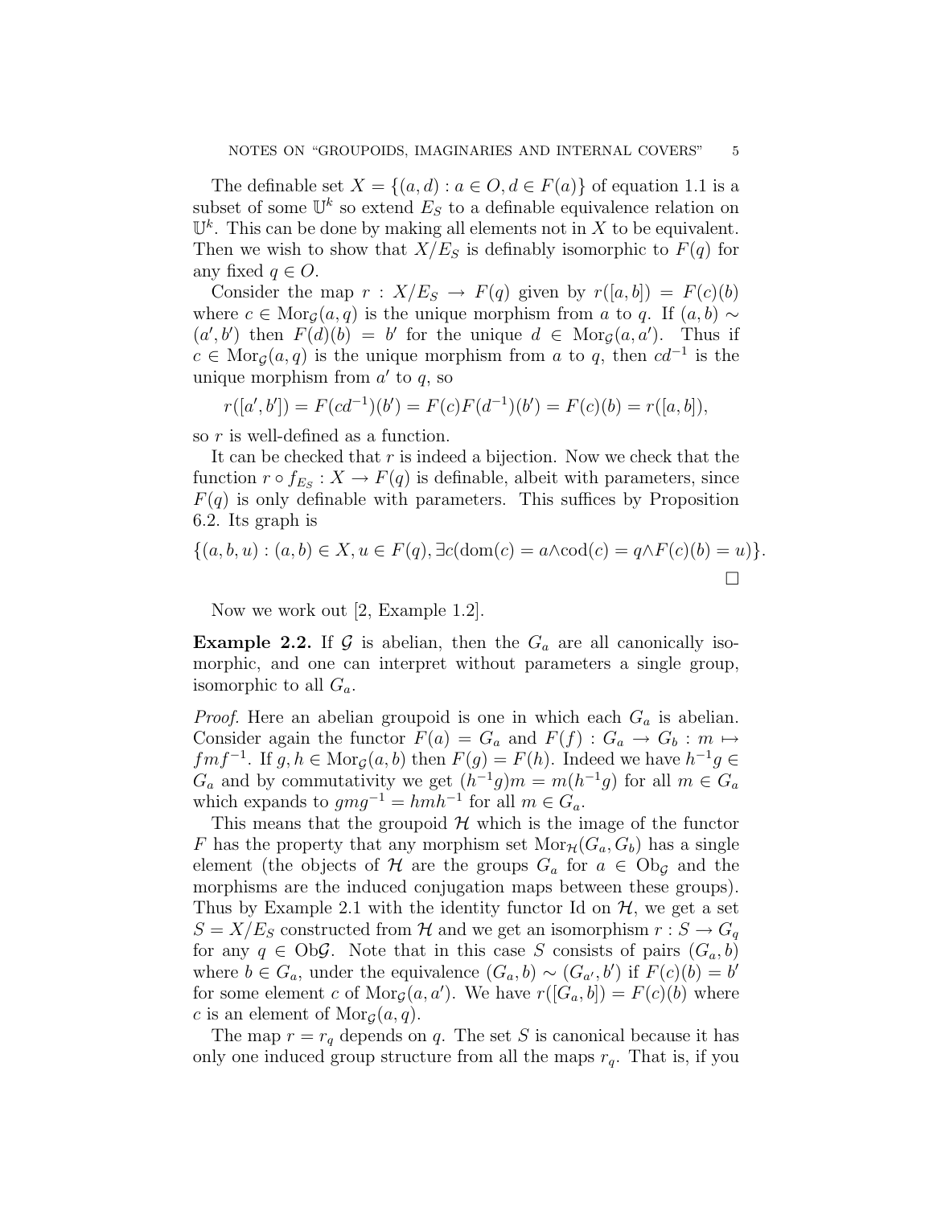The definable set $X = \{(a, d) : a \in O, d \in F(a)\}$ of equation 1.1 is a subset of some $\mathbb{U}^k$ so extend $E_S$ to a definable equivalence relation on $\mathbb{U}^k$. This can be done by making all elements not in $X$ to be equivalent. Then we wish to show that $X/E_S$ is definably isomorphic to $F(q)$ for any fixed $q \in O$.

Consider the map $r : X/E_S \to F(q)$ given by $r([a, b]) = F(c)(b)$ where $c \in \mathrm{Mor}_{\mathcal{G}}(a, q)$ is the unique morphism from $a$ to $q$. If $(a, b) \sim (a', b')$ then $F(d)(b) = b'$ for the unique $d \in \mathrm{Mor}_{\mathcal{G}}(a, a')$. Thus if $c \in \mathrm{Mor}_{\mathcal{G}}(a, q)$ is the unique morphism from $a$ to $q$, then $cd^{-1}$ is the unique morphism from $a'$ to $q$, so

$$r([a', b']) = F(cd^{-1})(b') = F(c)F(d^{-1})(b') = F(c)(b) = r([a, b]),$$

so $r$ is well-defined as a function.

It can be checked that $r$ is indeed a bijection. Now we check that the function $r \circ f_{E_S} : X \to F(q)$ is definable, albeit with parameters, since $F(q)$ is only definable with parameters. This suffices by Proposition 6.2. Its graph is

$$\{(a, b, u) : (a, b) \in X, u \in F(q), \exists c(\mathrm{dom}(c) = a \wedge \mathrm{cod}(c) = q \wedge F(c)(b) = u)\}.$$

□

Now we work out [2, Example 1.2].

**Example 2.2.** If $\mathcal{G}$ is abelian, then the $G_a$ are all canonically isomorphic, and one can interpret without parameters a single group, isomorphic to all $G_a$.

*Proof.* Here an abelian groupoid is one in which each $G_a$ is abelian. Consider again the functor $F(a) = G_a$ and $F(f) : G_a \to G_b : m \mapsto fmf^{-1}$. If $g, h \in \mathrm{Mor}_{\mathcal{G}}(a, b)$ then $F(g) = F(h)$. Indeed we have $h^{-1}g \in G_a$ and by commutativity we get $(h^{-1}g)m = m(h^{-1}g)$ for all $m \in G_a$ which expands to $gmg^{-1} = hmh^{-1}$ for all $m \in G_a$.

This means that the groupoid $\mathcal{H}$ which is the image of the functor $F$ has the property that any morphism set $\mathrm{Mor}_{\mathcal{H}}(G_a, G_b)$ has a single element (the objects of $\mathcal{H}$ are the groups $G_a$ for $a \in \mathrm{Ob}_{\mathcal{G}}$ and the morphisms are the induced conjugation maps between these groups). Thus by Example 2.1 with the identity functor Id on $\mathcal{H}$, we get a set $S = X/E_S$ constructed from $\mathcal{H}$ and we get an isomorphism $r : S \to G_q$ for any $q \in \mathrm{Ob}\mathcal{G}$. Note that in this case $S$ consists of pairs $(G_a, b)$ where $b \in G_a$, under the equivalence $(G_a, b) \sim (G_{a'}, b')$ if $F(c)(b) = b'$ for some element $c$ of $\mathrm{Mor}_{\mathcal{G}}(a, a')$. We have $r([G_a, b]) = F(c)(b)$ where $c$ is an element of $\mathrm{Mor}_{\mathcal{G}}(a, q)$.

The map $r = r_q$ depends on $q$. The set $S$ is canonical because it has only one induced group structure from all the maps $r_q$. That is, if you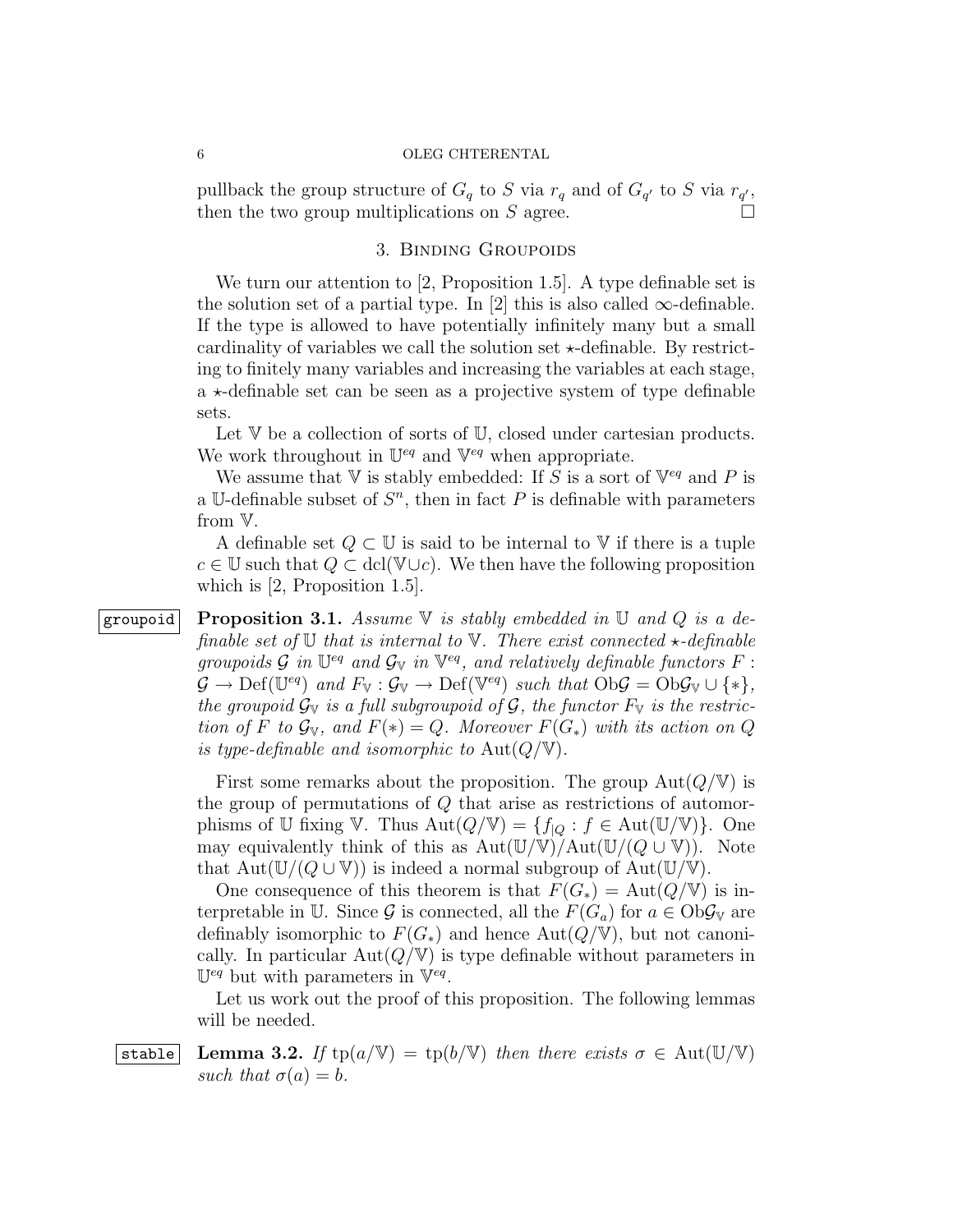pullback the group structure of $G_q$ to $S$ via $r_q$ and of $G_{q'}$ to $S$ via $r_{q'}$, then the two group multiplications on $S$ agree. □

## 3. Binding Groupoids

We turn our attention to [2, Proposition 1.5]. A type definable set is the solution set of a partial type. In [2] this is also called $\infty$-definable. If the type is allowed to have potentially infinitely many but a small cardinality of variables we call the solution set $\star$-definable. By restricting to finitely many variables and increasing the variables at each stage, a $\star$-definable set can be seen as a projective system of type definable sets.

Let $\mathbb{V}$ be a collection of sorts of $\mathbb{U}$, closed under cartesian products. We work throughout in $\mathbb{U}^{eq}$ and $\mathbb{V}^{eq}$ when appropriate.

We assume that $\mathbb{V}$ is stably embedded: If $S$ is a sort of $\mathbb{V}^{eq}$ and $P$ is a $\mathbb{U}$-definable subset of $S^n$, then in fact $P$ is definable with parameters from $\mathbb{V}$.

A definable set $Q \subset \mathbb{U}$ is said to be internal to $\mathbb{V}$ if there is a tuple $c \in \mathbb{U}$ such that $Q \subset \mathrm{dcl}(\mathbb{V} \cup c)$. We then have the following proposition which is [2, Proposition 1.5].

**Proposition 3.1.** *Assume $\mathbb{V}$ is stably embedded in $\mathbb{U}$ and $Q$ is a definable set of $\mathbb{U}$ that is internal to $\mathbb{V}$. There exist connected $\star$-definable groupoids $\mathcal{G}$ in $\mathbb{U}^{eq}$ and $\mathcal{G}_{\mathbb{V}}$ in $\mathbb{V}^{eq}$, and relatively definable functors $F : \mathcal{G} \to \mathrm{Def}(\mathbb{U}^{eq})$ and $F_{\mathbb{V}} : \mathcal{G}_{\mathbb{V}} \to \mathrm{Def}(\mathbb{V}^{eq})$ such that $\mathrm{Ob}\mathcal{G} = \mathrm{Ob}\mathcal{G}_{\mathbb{V}} \cup \{*\}$, the groupoid $\mathcal{G}_{\mathbb{V}}$ is a full subgroupoid of $\mathcal{G}$, the functor $F_{\mathbb{V}}$ is the restriction of $F$ to $\mathcal{G}_{\mathbb{V}}$, and $F(*) = Q$. Moreover $F(G_*)$ with its action on $Q$ is type-definable and isomorphic to $\mathrm{Aut}(Q/\mathbb{V})$.*

First some remarks about the proposition. The group $\mathrm{Aut}(Q/\mathbb{V})$ is the group of permutations of $Q$ that arise as restrictions of automorphisms of $\mathbb{U}$ fixing $\mathbb{V}$. Thus $\mathrm{Aut}(Q/\mathbb{V}) = \{f_{|Q} : f \in \mathrm{Aut}(\mathbb{U}/\mathbb{V})\}$. One may equivalently think of this as $\mathrm{Aut}(\mathbb{U}/\mathbb{V})/\mathrm{Aut}(\mathbb{U}/(Q \cup \mathbb{V}))$. Note that $\mathrm{Aut}(\mathbb{U}/(Q \cup \mathbb{V}))$ is indeed a normal subgroup of $\mathrm{Aut}(\mathbb{U}/\mathbb{V})$.

One consequence of this theorem is that $F(G_*) = \mathrm{Aut}(Q/\mathbb{V})$ is interpretable in $\mathbb{U}$. Since $\mathcal{G}$ is connected, all the $F(G_a)$ for $a \in \mathrm{Ob}\mathcal{G}_{\mathbb{V}}$ are definably isomorphic to $F(G_*)$ and hence $\mathrm{Aut}(Q/\mathbb{V})$, but not canonically. In particular $\mathrm{Aut}(Q/\mathbb{V})$ is type definable without parameters in $\mathbb{U}^{eq}$ but with parameters in $\mathbb{V}^{eq}$.

Let us work out the proof of this proposition. The following lemmas will be needed.

**Lemma 3.2.** *If $\mathrm{tp}(a/\mathbb{V}) = \mathrm{tp}(b/\mathbb{V})$ then there exists $\sigma \in \mathrm{Aut}(\mathbb{U}/\mathbb{V})$ such that $\sigma(a) = b$.*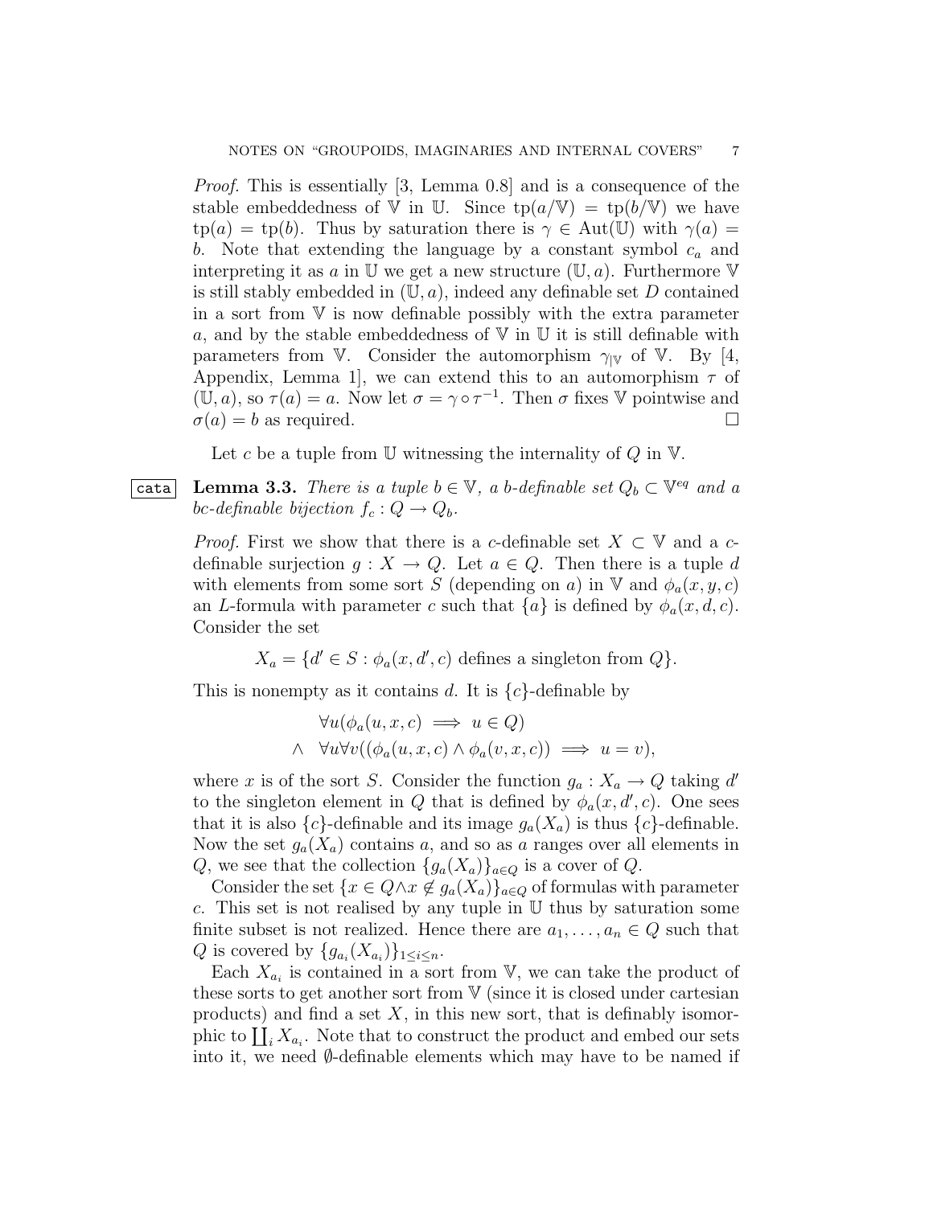*Proof.* This is essentially [3, Lemma 0.8] and is a consequence of the stable embeddedness of $\mathbb{V}$ in $\mathbb{U}$. Since $\mathrm{tp}(a/\mathbb{V}) = \mathrm{tp}(b/\mathbb{V})$ we have $\mathrm{tp}(a) = \mathrm{tp}(b)$. Thus by saturation there is $\gamma \in \mathrm{Aut}(\mathbb{U})$ with $\gamma(a) = b$. Note that extending the language by a constant symbol $c_a$ and interpreting it as $a$ in $\mathbb{U}$ we get a new structure $(\mathbb{U}, a)$. Furthermore $\mathbb{V}$ is still stably embedded in $(\mathbb{U}, a)$, indeed any definable set $D$ contained in a sort from $\mathbb{V}$ is now definable possibly with the extra parameter $a$, and by the stable embeddedness of $\mathbb{V}$ in $\mathbb{U}$ it is still definable with parameters from $\mathbb{V}$. Consider the automorphism $\gamma_{|\mathbb{V}}$ of $\mathbb{V}$. By [4, Appendix, Lemma 1], we can extend this to an automorphism $\tau$ of $(\mathbb{U}, a)$, so $\tau(a) = a$. Now let $\sigma = \gamma \circ \tau^{-1}$. Then $\sigma$ fixes $\mathbb{V}$ pointwise and $\sigma(a) = b$ as required. $\square$

Let $c$ be a tuple from $\mathbb{U}$ witnessing the internality of $Q$ in $\mathbb{V}$.

**Lemma 3.3.** *There is a tuple $b \in \mathbb{V}$, a $b$-definable set $Q_b \subset \mathbb{V}^{eq}$ and a $bc$-definable bijection $f_c : Q \to Q_b$.*

*Proof.* First we show that there is a $c$-definable set $X \subset \mathbb{V}$ and a $c$-definable surjection $g : X \to Q$. Let $a \in Q$. Then there is a tuple $d$ with elements from some sort $S$ (depending on $a$) in $\mathbb{V}$ and $\phi_a(x, y, c)$ an $L$-formula with parameter $c$ such that $\{a\}$ is defined by $\phi_a(x, d, c)$. Consider the set

$$X_a = \{d' \in S : \phi_a(x, d', c) \text{ defines a singleton from } Q\}.$$

This is nonempty as it contains $d$. It is $\{c\}$-definable by

$$\begin{aligned} &\forall u(\phi_a(u, x, c) \implies u \in Q) \\ \wedge \quad &\forall u \forall v((\phi_a(u, x, c) \wedge \phi_a(v, x, c)) \implies u = v), \end{aligned}$$

where $x$ is of the sort $S$. Consider the function $g_a : X_a \to Q$ taking $d'$ to the singleton element in $Q$ that is defined by $\phi_a(x, d', c)$. One sees that it is also $\{c\}$-definable and its image $g_a(X_a)$ is thus $\{c\}$-definable. Now the set $g_a(X_a)$ contains $a$, and so as $a$ ranges over all elements in $Q$, we see that the collection $\{g_a(X_a)\}_{a \in Q}$ is a cover of $Q$.

Consider the set $\{x \in Q \wedge x \notin g_a(X_a)\}_{a \in Q}$ of formulas with parameter $c$. This set is not realised by any tuple in $\mathbb{U}$ thus by saturation some finite subset is not realized. Hence there are $a_1, \ldots, a_n \in Q$ such that $Q$ is covered by $\{g_{a_i}(X_{a_i})\}_{1 \leq i \leq n}$.

Each $X_{a_i}$ is contained in a sort from $\mathbb{V}$, we can take the product of these sorts to get another sort from $\mathbb{V}$ (since it is closed under cartesian products) and find a set $X$, in this new sort, that is definably isomorphic to $\coprod_i X_{a_i}$. Note that to construct the product and embed our sets into it, we need $\emptyset$-definable elements which may have to be named if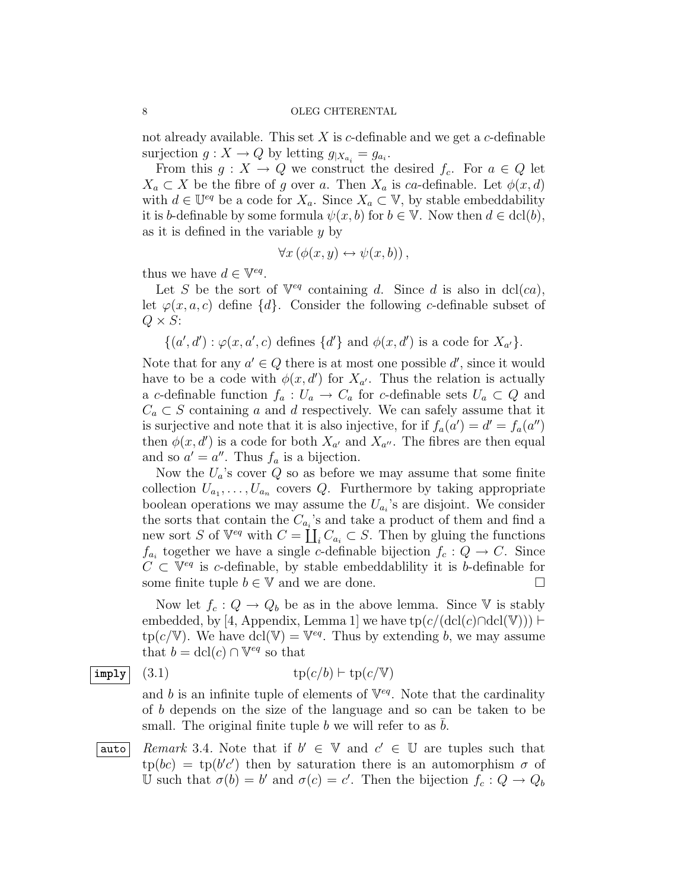not already available. This set $X$ is $c$-definable and we get a $c$-definable surjection $g : X \to Q$ by letting $g_{|X_{a_i}} = g_{a_i}$.

From this $g : X \to Q$ we construct the desired $f_c$. For $a \in Q$ let $X_a \subset X$ be the fibre of $g$ over $a$. Then $X_a$ is $ca$-definable. Let $\phi(x, d)$ with $d \in \mathbb{U}^{eq}$ be a code for $X_a$. Since $X_a \subset \mathbb{V}$, by stable embeddability it is $b$-definable by some formula $\psi(x, b)$ for $b \in \mathbb{V}$. Now then $d \in \mathrm{dcl}(b)$, as it is defined in the variable $y$ by

$$\forall x \left(\phi(x, y) \leftrightarrow \psi(x, b)\right),$$

thus we have $d \in \mathbb{V}^{eq}$.

Let $S$ be the sort of $\mathbb{V}^{eq}$ containing $d$. Since $d$ is also in $\mathrm{dcl}(ca)$, let $\varphi(x, a, c)$ define $\{d\}$. Consider the following $c$-definable subset of $Q \times S$:

$$\{(a', d') : \varphi(x, a', c) \text{ defines } \{d'\} \text{ and } \phi(x, d') \text{ is a code for } X_{a'}\}.$$

Note that for any $a' \in Q$ there is at most one possible $d'$, since it would have to be a code with $\phi(x, d')$ for $X_{a'}$. Thus the relation is actually a $c$-definable function $f_a : U_a \to C_a$ for $c$-definable sets $U_a \subset Q$ and $C_a \subset S$ containing $a$ and $d$ respectively. We can safely assume that it is surjective and note that it is also injective, for if $f_a(a') = d' = f_a(a'')$ then $\phi(x, d')$ is a code for both $X_{a'}$ and $X_{a''}$. The fibres are then equal and so $a' = a''$. Thus $f_a$ is a bijection.

Now the $U_a$'s cover $Q$ so as before we may assume that some finite collection $U_{a_1}, \ldots, U_{a_n}$ covers $Q$. Furthermore by taking appropriate boolean operations we may assume the $U_{a_i}$'s are disjoint. We consider the sorts that contain the $C_{a_i}$'s and take a product of them and find a new sort $S$ of $\mathbb{V}^{eq}$ with $C = \coprod_i C_{a_i} \subset S$. Then by gluing the functions $f_{a_i}$ together we have a single $c$-definable bijection $f_c : Q \to C$. Since $C \subset \mathbb{V}^{eq}$ is $c$-definable, by stable embeddablility it is $b$-definable for some finite tuple $b \in \mathbb{V}$ and we are done. $\square$

Now let $f_c : Q \to Q_b$ be as in the above lemma. Since $\mathbb{V}$ is stably embedded, by [4, Appendix, Lemma 1] we have $\mathrm{tp}(c/(\mathrm{dcl}(c) \cap \mathrm{dcl}(\mathbb{V}))) \vdash \mathrm{tp}(c/\mathbb{V})$. We have $\mathrm{dcl}(\mathbb{V}) = \mathbb{V}^{eq}$. Thus by extending $b$, we may assume that $b = \mathrm{dcl}(c) \cap \mathbb{V}^{eq}$ so that

$$\mathrm{tp}(c/b) \vdash \mathrm{tp}(c/\mathbb{V}) \tag{3.1}$$

and $b$ is an infinite tuple of elements of $\mathbb{V}^{eq}$. Note that the cardinality of $b$ depends on the size of the language and so can be taken to be small. The original finite tuple $b$ we will refer to as $\bar{b}$.

*Remark* 3.4. Note that if $b' \in \mathbb{V}$ and $c' \in \mathbb{U}$ are tuples such that $\mathrm{tp}(bc) = \mathrm{tp}(b'c')$ then by saturation there is an automorphism $\sigma$ of $\mathbb{U}$ such that $\sigma(b) = b'$ and $\sigma(c) = c'$. Then the bijection $f_c : Q \to Q_b$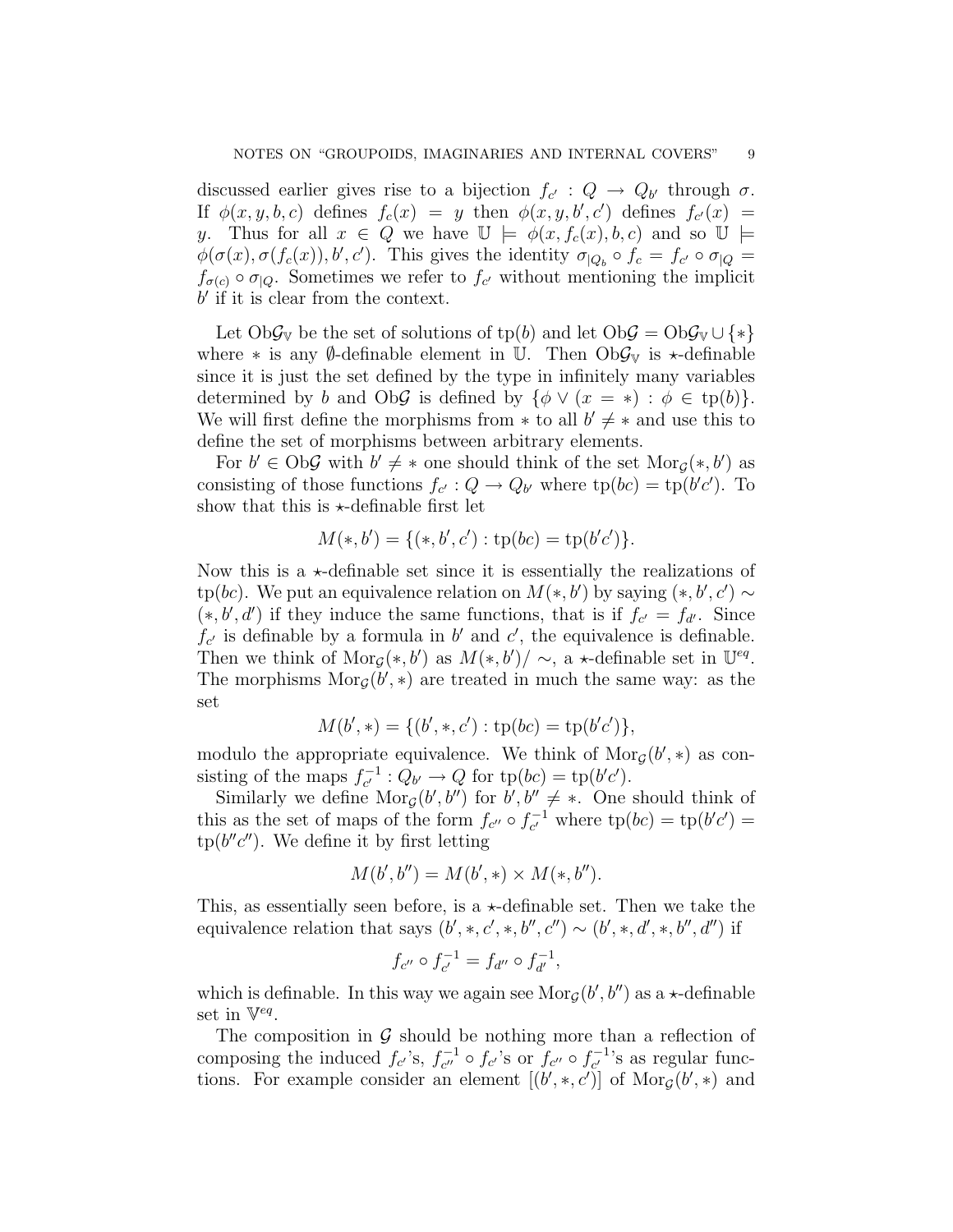discussed earlier gives rise to a bijection $f_{c'} : Q \to Q_{b'}$ through $\sigma$. If $\phi(x, y, b, c)$ defines $f_c(x) = y$ then $\phi(x, y, b', c')$ defines $f_{c'}(x) = y$. Thus for all $x \in Q$ we have $\mathbb{U} \models \phi(x, f_c(x), b, c)$ and so $\mathbb{U} \models \phi(\sigma(x), \sigma(f_c(x)), b', c')$. This gives the identity $\sigma_{|Q_b} \circ f_c = f_{c'} \circ \sigma_{|Q} = f_{\sigma(c)} \circ \sigma_{|Q}$. Sometimes we refer to $f_{c'}$ without mentioning the implicit $b'$ if it is clear from the context.

Let $\mathrm{Ob}\mathcal{G}_{\mathbb{V}}$ be the set of solutions of $\mathrm{tp}(b)$ and let $\mathrm{Ob}\mathcal{G} = \mathrm{Ob}\mathcal{G}_{\mathbb{V}} \cup \{*\}$ where $*$ is any $\emptyset$-definable element in $\mathbb{U}$. Then $\mathrm{Ob}\mathcal{G}_{\mathbb{V}}$ is $\star$-definable since it is just the set defined by the type in infinitely many variables determined by $b$ and $\mathrm{Ob}\mathcal{G}$ is defined by $\{\phi \vee (x = *) : \phi \in \mathrm{tp}(b)\}$. We will first define the morphisms from $*$ to all $b' \neq *$ and use this to define the set of morphisms between arbitrary elements.

For $b' \in \mathrm{Ob}\mathcal{G}$ with $b' \neq *$ one should think of the set $\mathrm{Mor}_{\mathcal{G}}(*, b')$ as consisting of those functions $f_{c'} : Q \to Q_{b'}$ where $\mathrm{tp}(bc) = \mathrm{tp}(b'c')$. To show that this is $\star$-definable first let

$$M(*, b') = \{(*, b', c') : \mathrm{tp}(bc) = \mathrm{tp}(b'c')\}.$$

Now this is a $\star$-definable set since it is essentially the realizations of $\mathrm{tp}(bc)$. We put an equivalence relation on $M(*, b')$ by saying $(*, b', c') \sim (*, b', d')$ if they induce the same functions, that is if $f_{c'} = f_{d'}$. Since $f_{c'}$ is definable by a formula in $b'$ and $c'$, the equivalence is definable. Then we think of $\mathrm{Mor}_{\mathcal{G}}(*, b')$ as $M(*, b')/\sim$, a $\star$-definable set in $\mathbb{U}^{eq}$. The morphisms $\mathrm{Mor}_{\mathcal{G}}(b', *)$ are treated in much the same way: as the set

$$M(b', *) = \{(b', *, c') : \mathrm{tp}(bc) = \mathrm{tp}(b'c')\},$$

modulo the appropriate equivalence. We think of $\mathrm{Mor}_{\mathcal{G}}(b', *)$ as consisting of the maps $f_{c'}^{-1} : Q_{b'} \to Q$ for $\mathrm{tp}(bc) = \mathrm{tp}(b'c')$.

Similarly we define $\mathrm{Mor}_{\mathcal{G}}(b', b'')$ for $b', b'' \neq *$. One should think of this as the set of maps of the form $f_{c''} \circ f_{c'}^{-1}$ where $\mathrm{tp}(bc) = \mathrm{tp}(b'c') = \mathrm{tp}(b''c'')$. We define it by first letting

$$M(b', b'') = M(b', *) \times M(*, b'').$$

This, as essentially seen before, is a $\star$-definable set. Then we take the equivalence relation that says $(b', *, c', *, b'', c'') \sim (b', *, d', *, b'', d'')$ if

$$f_{c''} \circ f_{c'}^{-1} = f_{d''} \circ f_{d'}^{-1},$$

which is definable. In this way we again see $\mathrm{Mor}_{\mathcal{G}}(b', b'')$ as a $\star$-definable set in $\mathbb{V}^{eq}$.

The composition in $\mathcal{G}$ should be nothing more than a reflection of composing the induced $f_{c'}$'s, $f_{c''}^{-1} \circ f_{c'}$'s or $f_{c''} \circ f_{c'}^{-1}$'s as regular functions. For example consider an element $[(b', *, c')]$ of $\mathrm{Mor}_{\mathcal{G}}(b', *)$ and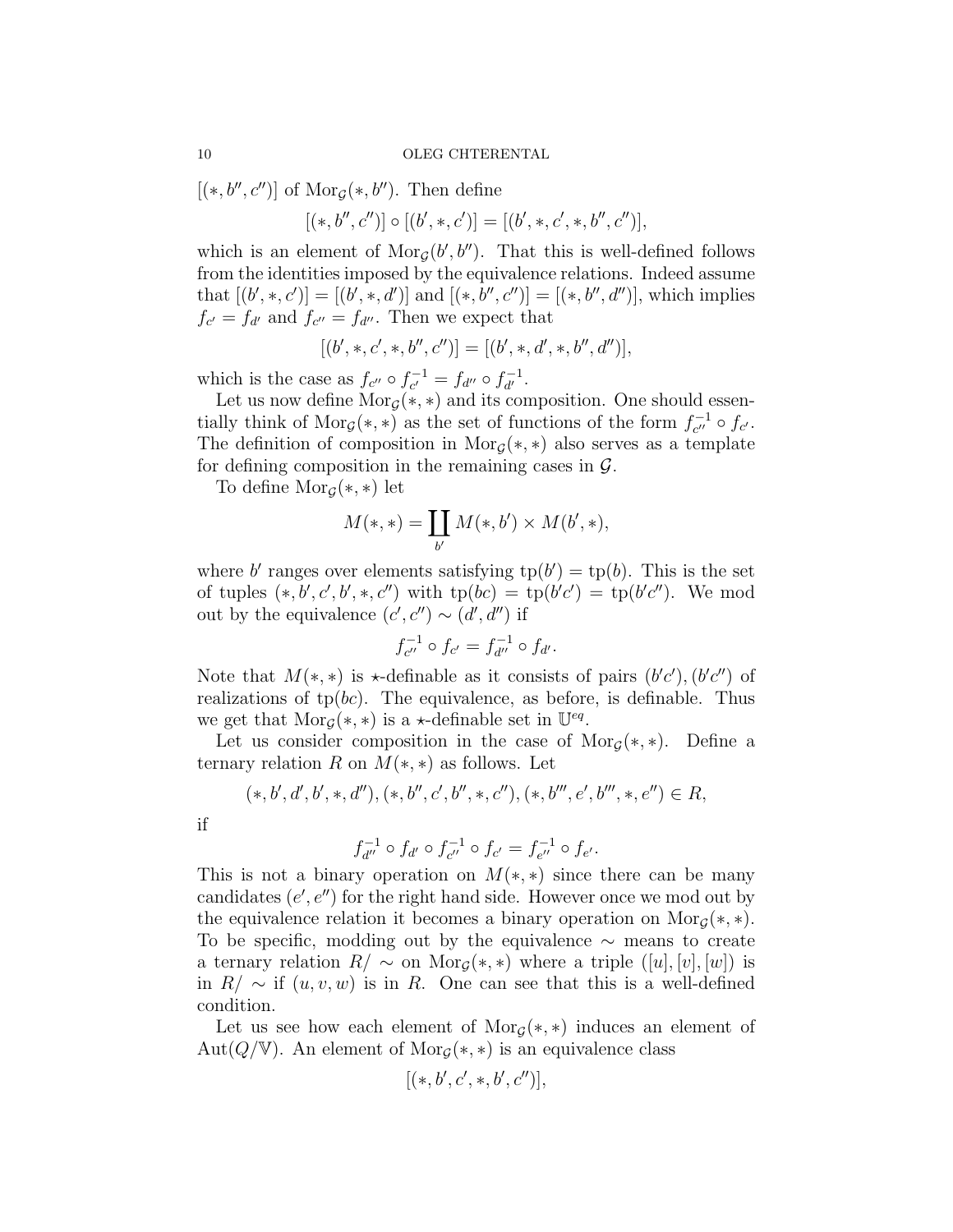$[(*, b'', c'')]$ of $\mathrm{Mor}_{\mathcal{G}}(*, b'')$. Then define

$$[(*, b'', c'')] \circ [(b', *, c')] = [(b', *, c', *, b'', c'')],$$

which is an element of $\mathrm{Mor}_{\mathcal{G}}(b', b'')$. That this is well-defined follows from the identities imposed by the equivalence relations. Indeed assume that $[(b', *, c')] = [(b', *, d')]$ and $[(*, b'', c'')] = [(*, b'', d'')]$, which implies $f_{c'} = f_{d'}$ and $f_{c''} = f_{d''}$. Then we expect that

$$[(b', *, c', *, b'', c'')] = [(b', *, d', *, b'', d'')],$$

which is the case as $f_{c''} \circ f_{c'}^{-1} = f_{d''} \circ f_{d'}^{-1}$.

Let us now define $\mathrm{Mor}_{\mathcal{G}}(*, *)$ and its composition. One should essentially think of $\mathrm{Mor}_{\mathcal{G}}(*, *)$ as the set of functions of the form $f_{c''}^{-1} \circ f_{c'}$. The definition of composition in $\mathrm{Mor}_{\mathcal{G}}(*, *)$ also serves as a template for defining composition in the remaining cases in $\mathcal{G}$.

To define $\mathrm{Mor}_{\mathcal{G}}(*, *)$ let

$$M(*, *) = \coprod_{b'} M(*, b') \times M(b', *),$$

where $b'$ ranges over elements satisfying $\mathrm{tp}(b') = \mathrm{tp}(b)$. This is the set of tuples $(*, b', c', b', *, c'')$ with $\mathrm{tp}(bc) = \mathrm{tp}(b'c') = \mathrm{tp}(b'c'')$. We mod out by the equivalence $(c', c'') \sim (d', d'')$ if

$$f_{c''}^{-1} \circ f_{c'} = f_{d''}^{-1} \circ f_{d'}.$$

Note that $M(*, *)$ is $\star$-definable as it consists of pairs $(b'c'), (b'c'')$ of realizations of $\mathrm{tp}(bc)$. The equivalence, as before, is definable. Thus we get that $\mathrm{Mor}_{\mathcal{G}}(*, *)$ is a $\star$-definable set in $\mathbb{U}^{eq}$.

Let us consider composition in the case of $\mathrm{Mor}_{\mathcal{G}}(*, *)$. Define a ternary relation $R$ on $M(*, *)$ as follows. Let

$$(*, b', d', b', *, d''), (*, b'', c', b'', *, c''), (*, b''', e', b''', *, e'') \in R,$$

if

$$f_{d''}^{-1} \circ f_{d'} \circ f_{c''}^{-1} \circ f_{c'} = f_{e''}^{-1} \circ f_{e'}.$$

This is not a binary operation on $M(*, *)$ since there can be many candidates $(e', e'')$ for the right hand side. However once we mod out by the equivalence relation it becomes a binary operation on $\mathrm{Mor}_{\mathcal{G}}(*, *)$. To be specific, modding out by the equivalence $\sim$ means to create a ternary relation $R/\sim$ on $\mathrm{Mor}_{\mathcal{G}}(*, *)$ where a triple $([u], [v], [w])$ is in $R/\sim$ if $(u, v, w)$ is in $R$. One can see that this is a well-defined condition.

Let us see how each element of $\mathrm{Mor}_{\mathcal{G}}(*, *)$ induces an element of $\mathrm{Aut}(Q/\mathbb{V})$. An element of $\mathrm{Mor}_{\mathcal{G}}(*, *)$ is an equivalence class

$$[(*, b', c', *, b', c'')],$$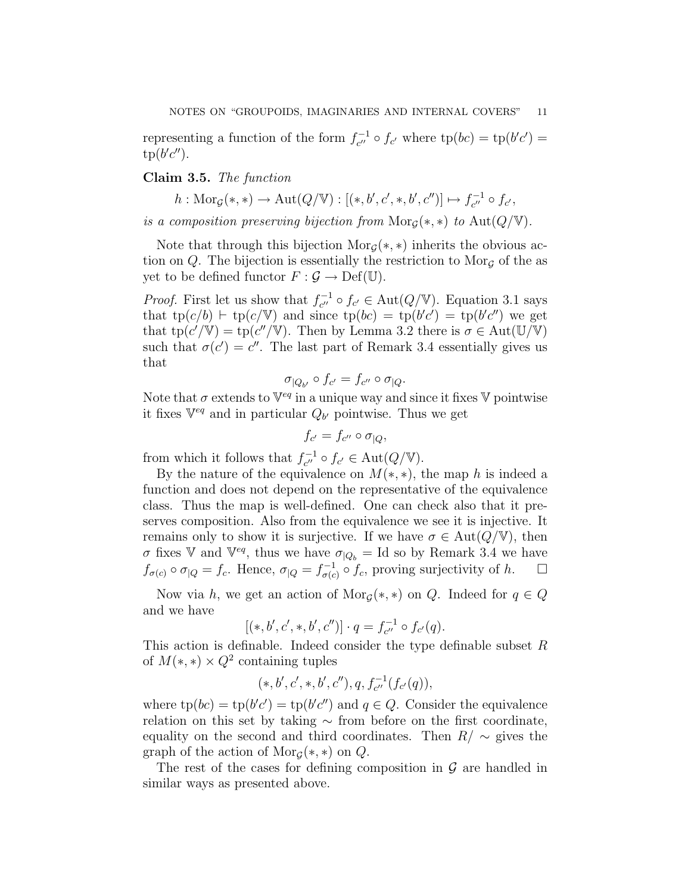representing a function of the form $f_{c''}^{-1} \circ f_{c'}$ where $\text{tp}(bc) = \text{tp}(b'c') = \text{tp}(b'c'')$.

**Claim 3.5.** *The function*

$$h : \text{Mor}_{\mathcal{G}}(*, *) \to \text{Aut}(Q/\mathbb{V}) : [(*, b', c', *, b', c'')] \mapsto f_{c''}^{-1} \circ f_{c'},$$

*is a composition preserving bijection from* $\text{Mor}_{\mathcal{G}}(*, *)$ *to* $\text{Aut}(Q/\mathbb{V})$.

Note that through this bijection $\text{Mor}_{\mathcal{G}}(*, *)$ inherits the obvious action on $Q$. The bijection is essentially the restriction to $\text{Mor}_{\mathcal{G}}$ of the as yet to be defined functor $F : \mathcal{G} \to \text{Def}(\mathbb{U})$.

*Proof.* First let us show that $f_{c''}^{-1} \circ f_{c'} \in \text{Aut}(Q/\mathbb{V})$. Equation 3.1 says that $\text{tp}(c/b) \vdash \text{tp}(c/\mathbb{V})$ and since $\text{tp}(bc) = \text{tp}(b'c') = \text{tp}(b'c'')$ we get that $\text{tp}(c'/\mathbb{V}) = \text{tp}(c''/\mathbb{V})$. Then by Lemma 3.2 there is $\sigma \in \text{Aut}(\mathbb{U}/\mathbb{V})$ such that $\sigma(c') = c''$. The last part of Remark 3.4 essentially gives us that

$$\sigma_{|Q_{b'}} \circ f_{c'} = f_{c''} \circ \sigma_{|Q}.$$

Note that $\sigma$ extends to $\mathbb{V}^{eq}$ in a unique way and since it fixes $\mathbb{V}$ pointwise it fixes $\mathbb{V}^{eq}$ and in particular $Q_{b'}$ pointwise. Thus we get

$$f_{c'} = f_{c''} \circ \sigma_{|Q},$$

from which it follows that $f_{c''}^{-1} \circ f_{c'} \in \text{Aut}(Q/\mathbb{V})$.

By the nature of the equivalence on $M(*, *)$, the map $h$ is indeed a function and does not depend on the representative of the equivalence class. Thus the map is well-defined. One can check also that it preserves composition. Also from the equivalence we see it is injective. It remains only to show it is surjective. If we have $\sigma \in \text{Aut}(Q/\mathbb{V})$, then $\sigma$ fixes $\mathbb{V}$ and $\mathbb{V}^{eq}$, thus we have $\sigma_{|Q_b} = \text{Id}$ so by Remark 3.4 we have $f_{\sigma(c)} \circ \sigma_{|Q} = f_c$. Hence, $\sigma_{|Q} = f_{\sigma(c)}^{-1} \circ f_c$, proving surjectivity of $h$. $\square$

Now via $h$, we get an action of $\text{Mor}_{\mathcal{G}}(*, *)$ on $Q$. Indeed for $q \in Q$ and we have

$$[(*, b', c', *, b', c'')] \cdot q = f_{c''}^{-1} \circ f_{c'}(q).$$

This action is definable. Indeed consider the type definable subset $R$ of $M(*, *) \times Q^2$ containing tuples

$$(*, b', c', *, b', c''), q, f_{c''}^{-1}(f_{c'}(q)),$$

where $\text{tp}(bc) = \text{tp}(b'c') = \text{tp}(b'c'')$ and $q \in Q$. Consider the equivalence relation on this set by taking $\sim$ from before on the first coordinate, equality on the second and third coordinates. Then $R/\sim$ gives the graph of the action of $\text{Mor}_{\mathcal{G}}(*, *)$ on $Q$.

The rest of the cases for defining composition in $\mathcal{G}$ are handled in similar ways as presented above.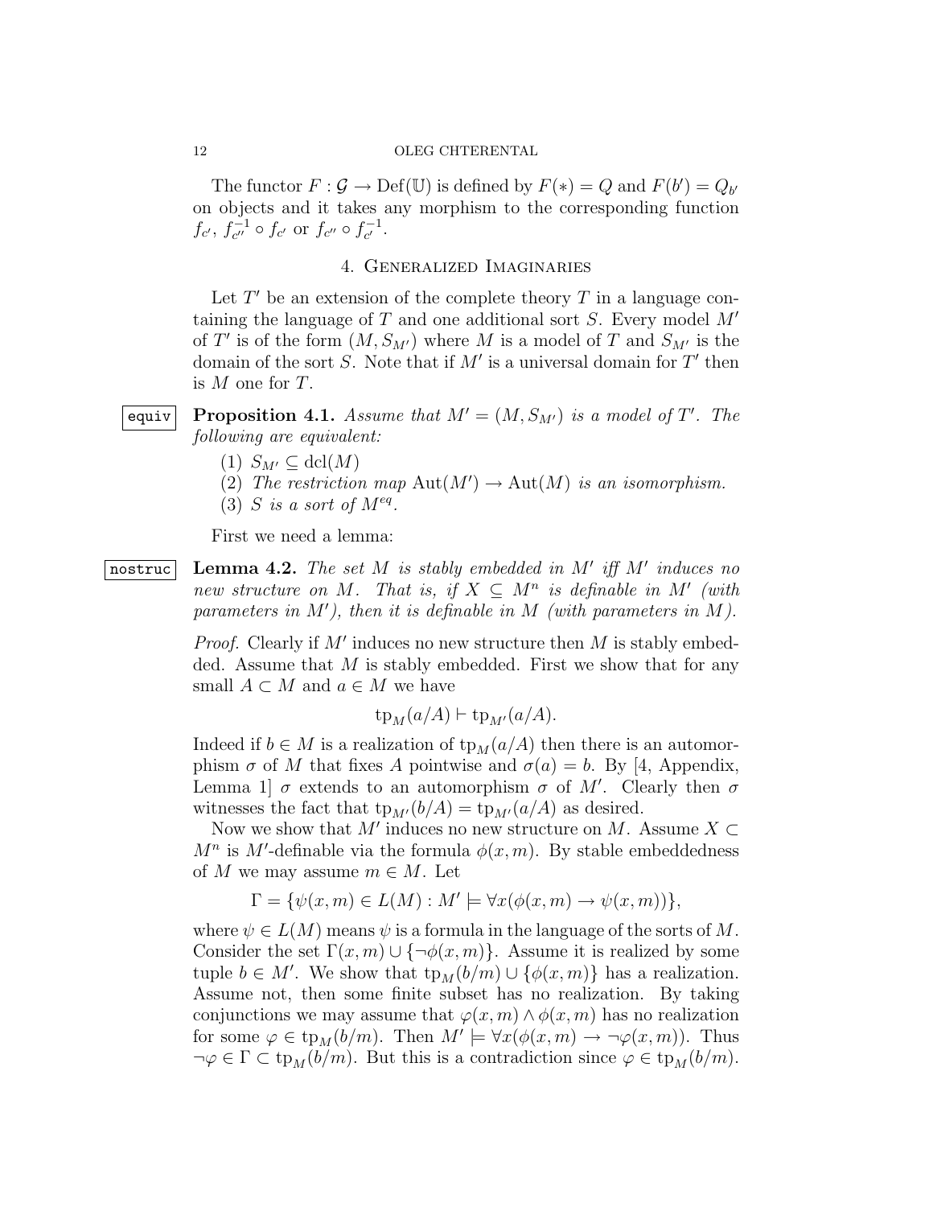The functor $F : \mathcal{G} \to \mathrm{Def}(\mathbb{U})$ is defined by $F(*) = Q$ and $F(b') = Q_{b'}$ on objects and it takes any morphism to the corresponding function $f_{c'}$, $f_{c''}^{-1} \circ f_{c'}$ or $f_{c''} \circ f_{c'}^{-1}$.

## 4. Generalized Imaginaries

Let $T'$ be an extension of the complete theory $T$ in a language containing the language of $T$ and one additional sort $S$. Every model $M'$ of $T'$ is of the form $(M, S_{M'})$ where $M$ is a model of $T$ and $S_{M'}$ is the domain of the sort $S$. Note that if $M'$ is a universal domain for $T'$ then is $M$ one for $T$.

**Proposition 4.1.** *Assume that $M' = (M, S_{M'})$ is a model of $T'$. The following are equivalent:*

1. $S_{M'} \subseteq \mathrm{dcl}(M)$
2. *The restriction map $\mathrm{Aut}(M') \to \mathrm{Aut}(M)$ is an isomorphism.*
3. *$S$ is a sort of $M^{eq}$.*

First we need a lemma:

**Lemma 4.2.** *The set $M$ is stably embedded in $M'$ iff $M'$ induces no new structure on $M$. That is, if $X \subseteq M^n$ is definable in $M'$ (with parameters in $M'$), then it is definable in $M$ (with parameters in $M$).*

*Proof.* Clearly if $M'$ induces no new structure then $M$ is stably embedded. Assume that $M$ is stably embedded. First we show that for any small $A \subset M$ and $a \in M$ we have

$$\mathrm{tp}_M(a/A) \vdash \mathrm{tp}_{M'}(a/A).$$

Indeed if $b \in M$ is a realization of $\mathrm{tp}_M(a/A)$ then there is an automorphism $\sigma$ of $M$ that fixes $A$ pointwise and $\sigma(a) = b$. By [4, Appendix, Lemma 1] $\sigma$ extends to an automorphism $\sigma$ of $M'$. Clearly then $\sigma$ witnesses the fact that $\mathrm{tp}_{M'}(b/A) = \mathrm{tp}_{M'}(a/A)$ as desired.

Now we show that $M'$ induces no new structure on $M$. Assume $X \subset M^n$ is $M'$-definable via the formula $\phi(x, m)$. By stable embeddedness of $M$ we may assume $m \in M$. Let

$$\Gamma = \{\psi(x, m) \in L(M) : M' \models \forall x(\phi(x, m) \to \psi(x, m))\},$$

where $\psi \in L(M)$ means $\psi$ is a formula in the language of the sorts of $M$. Consider the set $\Gamma(x, m) \cup \{\neg\phi(x, m)\}$. Assume it is realized by some tuple $b \in M'$. We show that $\mathrm{tp}_M(b/m) \cup \{\phi(x, m)\}$ has a realization. Assume not, then some finite subset has no realization. By taking conjunctions we may assume that $\varphi(x, m) \wedge \phi(x, m)$ has no realization for some $\varphi \in \mathrm{tp}_M(b/m)$. Then $M' \models \forall x(\phi(x, m) \to \neg\varphi(x, m))$. Thus $\neg\varphi \in \Gamma \subset \mathrm{tp}_M(b/m)$. But this is a contradiction since $\varphi \in \mathrm{tp}_M(b/m)$.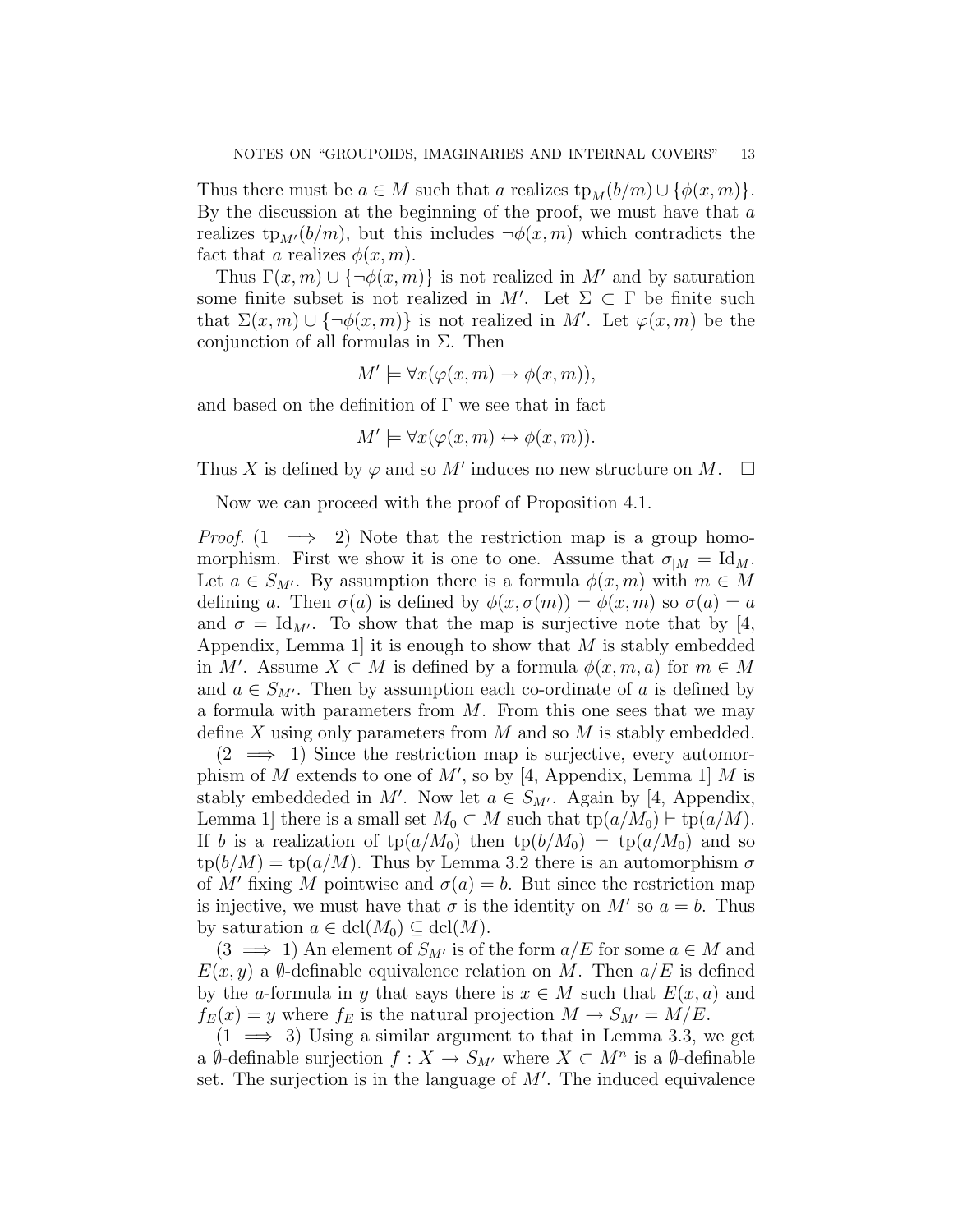Thus there must be $a \in M$ such that $a$ realizes $\mathrm{tp}_M(b/m) \cup \{\phi(x,m)\}$. By the discussion at the beginning of the proof, we must have that $a$ realizes $\mathrm{tp}_{M'}(b/m)$, but this includes $\neg\phi(x,m)$ which contradicts the fact that $a$ realizes $\phi(x,m)$.

Thus $\Gamma(x,m) \cup \{\neg\phi(x,m)\}$ is not realized in $M'$ and by saturation some finite subset is not realized in $M'$. Let $\Sigma \subset \Gamma$ be finite such that $\Sigma(x,m) \cup \{\neg\phi(x,m)\}$ is not realized in $M'$. Let $\varphi(x,m)$ be the conjunction of all formulas in $\Sigma$. Then

$$M' \models \forall x(\varphi(x,m) \to \phi(x,m)),$$

and based on the definition of $\Gamma$ we see that in fact

$$M' \models \forall x(\varphi(x,m) \leftrightarrow \phi(x,m)).$$

Thus $X$ is defined by $\varphi$ and so $M'$ induces no new structure on $M$. $\square$

Now we can proceed with the proof of Proposition 4.1.

*Proof.* ($1 \implies 2$) Note that the restriction map is a group homomorphism. First we show it is one to one. Assume that $\sigma_{|M} = \mathrm{Id}_M$. Let $a \in S_{M'}$. By assumption there is a formula $\phi(x,m)$ with $m \in M$ defining $a$. Then $\sigma(a)$ is defined by $\phi(x,\sigma(m)) = \phi(x,m)$ so $\sigma(a) = a$ and $\sigma = \mathrm{Id}_{M'}$. To show that the map is surjective note that by [4, Appendix, Lemma 1] it is enough to show that $M$ is stably embedded in $M'$. Assume $X \subset M$ is defined by a formula $\phi(x,m,a)$ for $m \in M$ and $a \in S_{M'}$. Then by assumption each co-ordinate of $a$ is defined by a formula with parameters from $M$. From this one sees that we may define $X$ using only parameters from $M$ and so $M$ is stably embedded.

($2 \implies 1$) Since the restriction map is surjective, every automorphism of $M$ extends to one of $M'$, so by [4, Appendix, Lemma 1] $M$ is stably embeddeded in $M'$. Now let $a \in S_{M'}$. Again by [4, Appendix, Lemma 1] there is a small set $M_0 \subset M$ such that $\mathrm{tp}(a/M_0) \vdash \mathrm{tp}(a/M)$. If $b$ is a realization of $\mathrm{tp}(a/M_0)$ then $\mathrm{tp}(b/M_0) = \mathrm{tp}(a/M_0)$ and so $\mathrm{tp}(b/M) = \mathrm{tp}(a/M)$. Thus by Lemma 3.2 there is an automorphism $\sigma$ of $M'$ fixing $M$ pointwise and $\sigma(a) = b$. But since the restriction map is injective, we must have that $\sigma$ is the identity on $M'$ so $a = b$. Thus by saturation $a \in \mathrm{dcl}(M_0) \subseteq \mathrm{dcl}(M)$.

($3 \implies 1$) An element of $S_{M'}$ is of the form $a/E$ for some $a \in M$ and $E(x,y)$ a $\emptyset$-definable equivalence relation on $M$. Then $a/E$ is defined by the $a$-formula in $y$ that says there is $x \in M$ such that $E(x,a)$ and $f_E(x) = y$ where $f_E$ is the natural projection $M \to S_{M'} = M/E$.

($1 \implies 3$) Using a similar argument to that in Lemma 3.3, we get a $\emptyset$-definable surjection $f : X \to S_{M'}$ where $X \subset M^n$ is a $\emptyset$-definable set. The surjection is in the language of $M'$. The induced equivalence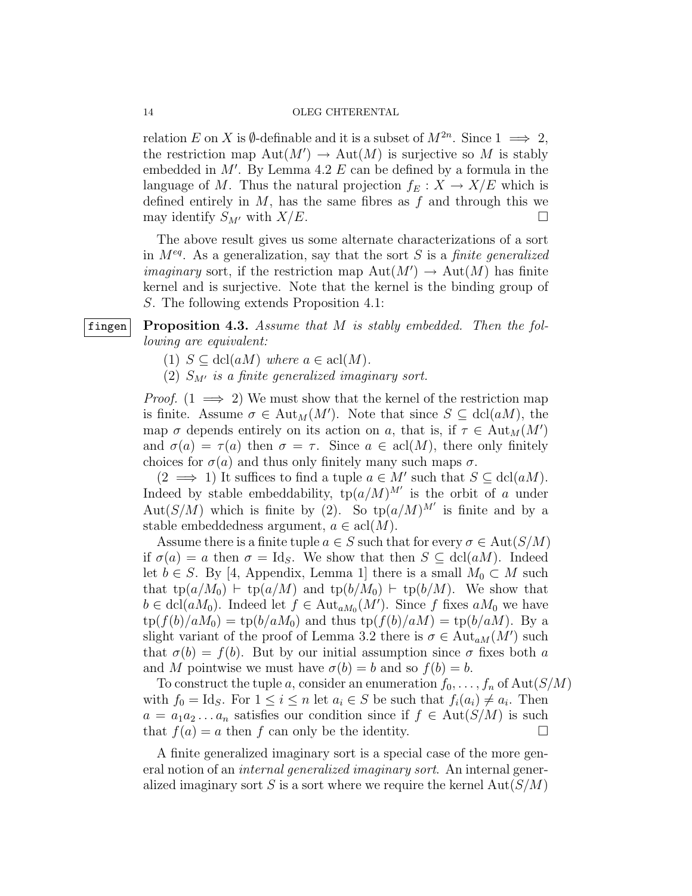relation $E$ on $X$ is $\emptyset$-definable and it is a subset of $M^{2n}$. Since $1 \implies 2$, the restriction map $\text{Aut}(M') \to \text{Aut}(M)$ is surjective so $M$ is stably embedded in $M'$. By Lemma 4.2 $E$ can be defined by a formula in the language of $M$. Thus the natural projection $f_E : X \to X/E$ which is defined entirely in $M$, has the same fibres as $f$ and through this we may identify $S_{M'}$ with $X/E$. □

The above result gives us some alternate characterizations of a sort in $M^{eq}$. As a generalization, say that the sort $S$ is a *finite generalized imaginary* sort, if the restriction map $\text{Aut}(M') \to \text{Aut}(M)$ has finite kernel and is surjective. Note that the kernel is the binding group of $S$. The following extends Proposition 4.1:

**Proposition 4.3.** *Assume that $M$ is stably embedded. Then the following are equivalent:*

1. *$S \subseteq \text{dcl}(aM)$ where $a \in \text{acl}(M)$.*
2. *$S_{M'}$ is a finite generalized imaginary sort.*

*Proof.* ($1 \implies 2$) We must show that the kernel of the restriction map is finite. Assume $\sigma \in \text{Aut}_M(M')$. Note that since $S \subseteq \text{dcl}(aM)$, the map $\sigma$ depends entirely on its action on $a$, that is, if $\tau \in \text{Aut}_M(M')$ and $\sigma(a) = \tau(a)$ then $\sigma = \tau$. Since $a \in \text{acl}(M)$, there only finitely choices for $\sigma(a)$ and thus only finitely many such maps $\sigma$.

($2 \implies 1$) It suffices to find a tuple $a \in M'$ such that $S \subseteq \text{dcl}(aM)$. Indeed by stable embeddability, $\text{tp}(a/M)^{M'}$ is the orbit of $a$ under $\text{Aut}(S/M)$ which is finite by (2). So $\text{tp}(a/M)^{M'}$ is finite and by a stable embeddedness argument, $a \in \text{acl}(M)$.

Assume there is a finite tuple $a \in S$ such that for every $\sigma \in \text{Aut}(S/M)$ if $\sigma(a) = a$ then $\sigma = \text{Id}_S$. We show that then $S \subseteq \text{dcl}(aM)$. Indeed let $b \in S$. By [4, Appendix, Lemma 1] there is a small $M_0 \subset M$ such that $\text{tp}(a/M_0) \vdash \text{tp}(a/M)$ and $\text{tp}(b/M_0) \vdash \text{tp}(b/M)$. We show that $b \in \text{dcl}(aM_0)$. Indeed let $f \in \text{Aut}_{aM_0}(M')$. Since $f$ fixes $aM_0$ we have $\text{tp}(f(b)/aM_0) = \text{tp}(b/aM_0)$ and thus $\text{tp}(f(b)/aM) = \text{tp}(b/aM)$. By a slight variant of the proof of Lemma 3.2 there is $\sigma \in \text{Aut}_{aM}(M')$ such that $\sigma(b) = f(b)$. But by our initial assumption since $\sigma$ fixes both $a$ and $M$ pointwise we must have $\sigma(b) = b$ and so $f(b) = b$.

To construct the tuple $a$, consider an enumeration $f_0, \dots, f_n$ of $\text{Aut}(S/M)$ with $f_0 = \text{Id}_S$. For $1 \leq i \leq n$ let $a_i \in S$ be such that $f_i(a_i) \neq a_i$. Then $a = a_1 a_2 \dots a_n$ satisfies our condition since if $f \in \text{Aut}(S/M)$ is such that $f(a) = a$ then $f$ can only be the identity. □

A finite generalized imaginary sort is a special case of the more general notion of an *internal generalized imaginary sort*. An internal generalized imaginary sort $S$ is a sort where we require the kernel $\text{Aut}(S/M)$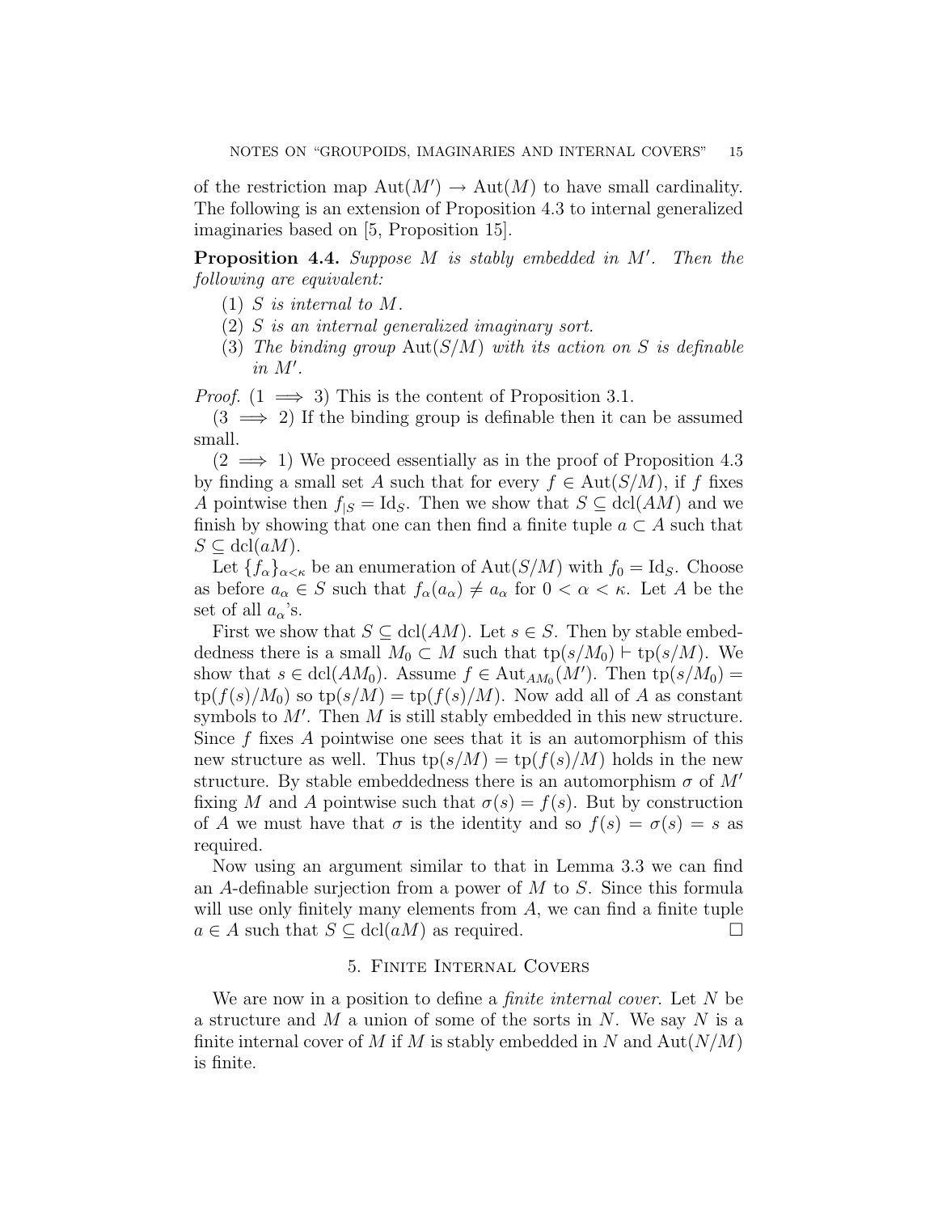of the restriction map $\mathrm{Aut}(M') \to \mathrm{Aut}(M)$ to have small cardinality. The following is an extension of Proposition 4.3 to internal generalized imaginaries based on [5, Proposition 15].

**Proposition 4.4.** *Suppose $M$ is stably embedded in $M'$. Then the following are equivalent:*

1. *$S$ is internal to $M$.*
2. *$S$ is an internal generalized imaginary sort.*
3. *The binding group $\mathrm{Aut}(S/M)$ with its action on $S$ is definable in $M'$.*

*Proof.* ($1 \implies 3$) This is the content of Proposition 3.1.

($3 \implies 2$) If the binding group is definable then it can be assumed small.

($2 \implies 1$) We proceed essentially as in the proof of Proposition 4.3 by finding a small set $A$ such that for every $f \in \mathrm{Aut}(S/M)$, if $f$ fixes $A$ pointwise then $f_{|S} = \mathrm{Id}_S$. Then we show that $S \subseteq \mathrm{dcl}(AM)$ and we finish by showing that one can then find a finite tuple $a \subset A$ such that $S \subseteq \mathrm{dcl}(aM)$.

Let $\{f_\alpha\}_{\alpha<\kappa}$ be an enumeration of $\mathrm{Aut}(S/M)$ with $f_0 = \mathrm{Id}_S$. Choose as before $a_\alpha \in S$ such that $f_\alpha(a_\alpha) \neq a_\alpha$ for $0 < \alpha < \kappa$. Let $A$ be the set of all $a_\alpha$'s.

First we show that $S \subseteq \mathrm{dcl}(AM)$. Let $s \in S$. Then by stable embeddedness there is a small $M_0 \subset M$ such that $\mathrm{tp}(s/M_0) \vdash \mathrm{tp}(s/M)$. We show that $s \in \mathrm{dcl}(AM_0)$. Assume $f \in \mathrm{Aut}_{AM_0}(M')$. Then $\mathrm{tp}(s/M_0) = \mathrm{tp}(f(s)/M_0)$ so $\mathrm{tp}(s/M) = \mathrm{tp}(f(s)/M)$. Now add all of $A$ as constant symbols to $M'$. Then $M$ is still stably embedded in this new structure. Since $f$ fixes $A$ pointwise one sees that it is an automorphism of this new structure as well. Thus $\mathrm{tp}(s/M) = \mathrm{tp}(f(s)/M)$ holds in the new structure. By stable embeddedness there is an automorphism $\sigma$ of $M'$ fixing $M$ and $A$ pointwise such that $\sigma(s) = f(s)$. But by construction of $A$ we must have that $\sigma$ is the identity and so $f(s) = \sigma(s) = s$ as required.

Now using an argument similar to that in Lemma 3.3 we can find an $A$-definable surjection from a power of $M$ to $S$. Since this formula will use only finitely many elements from $A$, we can find a finite tuple $a \in A$ such that $S \subseteq \mathrm{dcl}(aM)$ as required. □

## 5. Finite Internal Covers

We are now in a position to define a *finite internal cover*. Let $N$ be a structure and $M$ a union of some of the sorts in $N$. We say $N$ is a finite internal cover of $M$ if $M$ is stably embedded in $N$ and $\mathrm{Aut}(N/M)$ is finite.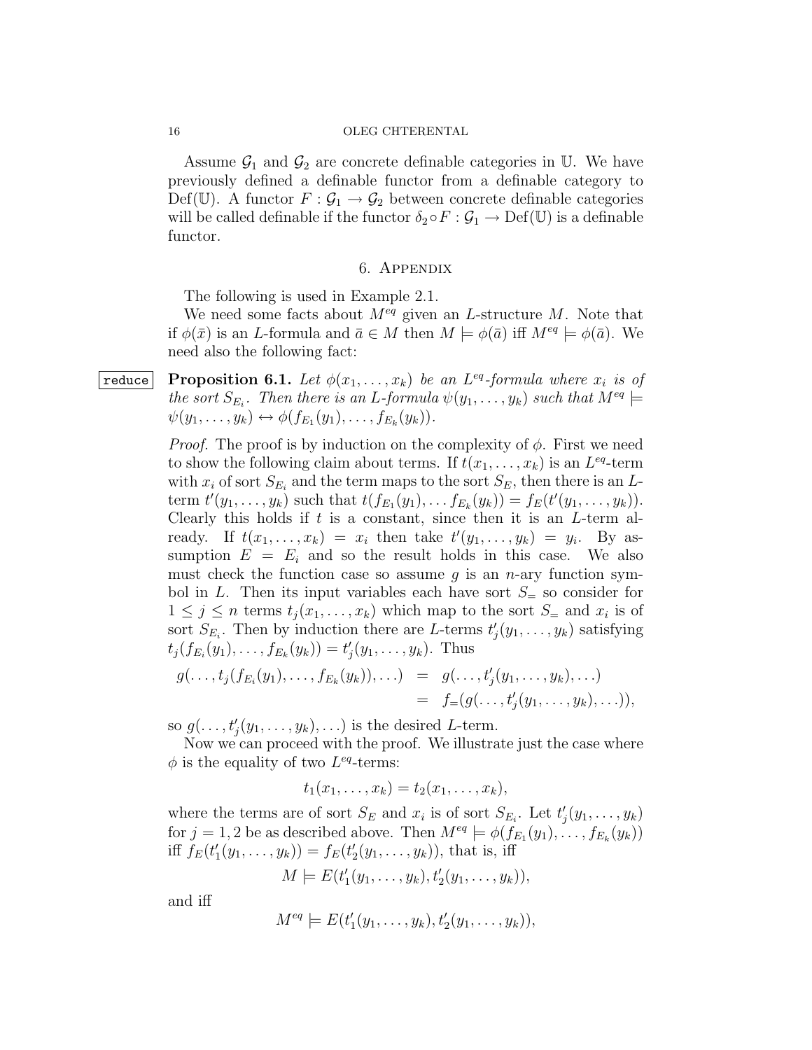Assume $\mathcal{G}_1$ and $\mathcal{G}_2$ are concrete definable categories in $\mathbb{U}$. We have previously defined a definable functor from a definable category to $\mathrm{Def}(\mathbb{U})$. A functor $F : \mathcal{G}_1 \to \mathcal{G}_2$ between concrete definable categories will be called definable if the functor $\delta_2 \circ F : \mathcal{G}_1 \to \mathrm{Def}(\mathbb{U})$ is a definable functor.

## 6. Appendix

The following is used in Example 2.1.

We need some facts about $M^{eq}$ given an $L$-structure $M$. Note that if $\phi(\bar{x})$ is an $L$-formula and $\bar{a} \in M$ then $M \models \phi(\bar{a})$ iff $M^{eq} \models \phi(\bar{a})$. We need also the following fact:

**Proposition 6.1.** *Let $\phi(x_1, \ldots, x_k)$ be an $L^{eq}$-formula where $x_i$ is of the sort $S_{E_i}$. Then there is an $L$-formula $\psi(y_1, \ldots, y_k)$ such that $M^{eq} \models \psi(y_1, \ldots, y_k) \leftrightarrow \phi(f_{E_1}(y_1), \ldots, f_{E_k}(y_k))$.*

*Proof.* The proof is by induction on the complexity of $\phi$. First we need to show the following claim about terms. If $t(x_1, \ldots, x_k)$ is an $L^{eq}$-term with $x_i$ of sort $S_{E_i}$ and the term maps to the sort $S_E$, then there is an $L$-term $t'(y_1, \ldots, y_k)$ such that $t(f_{E_1}(y_1), \ldots f_{E_k}(y_k)) = f_E(t'(y_1, \ldots, y_k))$. Clearly this holds if $t$ is a constant, since then it is an $L$-term already. If $t(x_1, \ldots, x_k) = x_i$ then take $t'(y_1, \ldots, y_k) = y_i$. By assumption $E = E_i$ and so the result holds in this case. We also must check the function case so assume $g$ is an $n$-ary function symbol in $L$. Then its input variables each have sort $S_=$ so consider for $1 \leq j \leq n$ terms $t_j(x_1, \ldots, x_k)$ which map to the sort $S_=$ and $x_i$ is of sort $S_{E_i}$. Then by induction there are $L$-terms $t'_j(y_1, \ldots, y_k)$ satisfying $t_j(f_{E_i}(y_1), \ldots, f_{E_k}(y_k)) = t'_j(y_1, \ldots, y_k)$. Thus

$$
\begin{aligned}
g(\ldots, t_j(f_{E_i}(y_1), \ldots, f_{E_k}(y_k)), \ldots) &= g(\ldots, t'_j(y_1, \ldots, y_k), \ldots) \\
&= f_=(g(\ldots, t'_j(y_1, \ldots, y_k), \ldots)),
\end{aligned}
$$

so $g(\ldots, t'_j(y_1, \ldots, y_k), \ldots)$ is the desired $L$-term.

Now we can proceed with the proof. We illustrate just the case where $\phi$ is the equality of two $L^{eq}$-terms:

$$t_1(x_1, \ldots, x_k) = t_2(x_1, \ldots, x_k),$$

where the terms are of sort $S_E$ and $x_i$ is of sort $S_{E_i}$. Let $t'_j(y_1, \ldots, y_k)$ for $j = 1, 2$ be as described above. Then $M^{eq} \models \phi(f_{E_1}(y_1), \ldots, f_{E_k}(y_k))$ iff $f_E(t'_1(y_1, \ldots, y_k)) = f_E(t'_2(y_1, \ldots, y_k))$, that is, iff

$$M \models E(t'_1(y_1, \ldots, y_k), t'_2(y_1, \ldots, y_k)),$$

and iff

$$M^{eq} \models E(t'_1(y_1, \ldots, y_k), t'_2(y_1, \ldots, y_k)),$$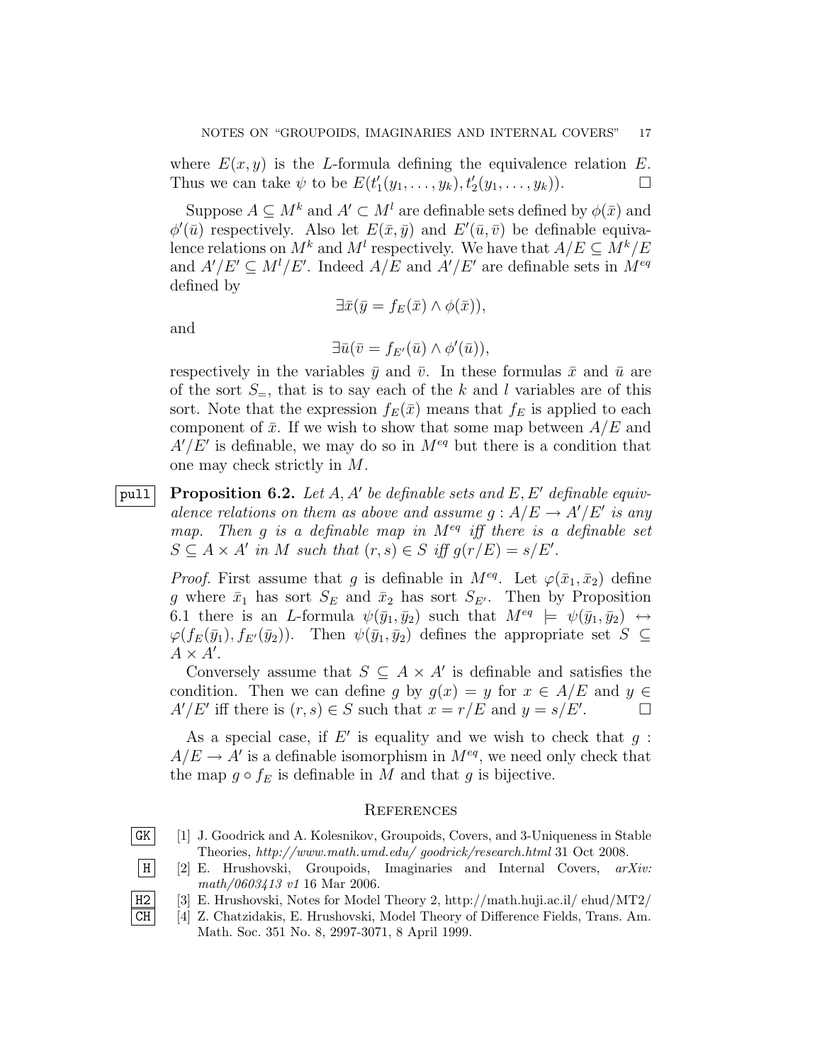where $E(x, y)$ is the $L$-formula defining the equivalence relation $E$. Thus we can take $\psi$ to be $E(t'_1(y_1, \dots, y_k), t'_2(y_1, \dots, y_k))$. □

Suppose $A \subseteq M^k$ and $A' \subset M^l$ are definable sets defined by $\phi(\bar{x})$ and $\phi'(\bar{u})$ respectively. Also let $E(\bar{x}, \bar{y})$ and $E'(\bar{u}, \bar{v})$ be definable equivalence relations on $M^k$ and $M^l$ respectively. We have that $A/E \subseteq M^k/E$ and $A'/E' \subseteq M^l/E'$. Indeed $A/E$ and $A'/E'$ are definable sets in $M^{eq}$ defined by

$$\exists \bar{x}(\bar{y} = f_E(\bar{x}) \wedge \phi(\bar{x})),$$

and

$$\exists \bar{u}(\bar{v} = f_{E'}(\bar{u}) \wedge \phi'(\bar{u})),$$

respectively in the variables $\bar{y}$ and $\bar{v}$. In these formulas $\bar{x}$ and $\bar{u}$ are of the sort $S_=$, that is to say each of the $k$ and $l$ variables are of this sort. Note that the expression $f_E(\bar{x})$ means that $f_E$ is applied to each component of $\bar{x}$. If we wish to show that some map between $A/E$ and $A'/E'$ is definable, we may do so in $M^{eq}$ but there is a condition that one may check strictly in $M$.

**Proposition 6.2.** *Let $A, A'$ be definable sets and $E, E'$ definable equivalence relations on them as above and assume $g : A/E \to A'/E'$ is any map. Then $g$ is a definable map in $M^{eq}$ iff there is a definable set $S \subseteq A \times A'$ in $M$ such that $(r, s) \in S$ iff $g(r/E) = s/E'$.*

*Proof.* First assume that $g$ is definable in $M^{eq}$. Let $\varphi(\bar{x}_1, \bar{x}_2)$ define $g$ where $\bar{x}_1$ has sort $S_E$ and $\bar{x}_2$ has sort $S_{E'}$. Then by Proposition 6.1 there is an $L$-formula $\psi(\bar{y}_1, \bar{y}_2)$ such that $M^{eq} \models \psi(\bar{y}_1, \bar{y}_2) \leftrightarrow \varphi(f_E(\bar{y}_1), f_{E'}(\bar{y}_2))$. Then $\psi(\bar{y}_1, \bar{y}_2)$ defines the appropriate set $S \subseteq A \times A'$.

Conversely assume that $S \subseteq A \times A'$ is definable and satisfies the condition. Then we can define $g$ by $g(x) = y$ for $x \in A/E$ and $y \in A'/E'$ iff there is $(r, s) \in S$ such that $x = r/E$ and $y = s/E'$. □

As a special case, if $E'$ is equality and we wish to check that $g : A/E \to A'$ is a definable isomorphism in $M^{eq}$, we need only check that the map $g \circ f_E$ is definable in $M$ and that $g$ is bijective.

## References

[1] J. Goodrick and A. Kolesnikov, Groupoids, Covers, and 3-Uniqueness in Stable Theories, *http://www.math.umd.edu/ goodrick/research.html* 31 Oct 2008.

[2] E. Hrushovski, Groupoids, Imaginaries and Internal Covers, *arXiv: math/0603413 v1* 16 Mar 2006.

[3] E. Hrushovski, Notes for Model Theory 2, http://math.huji.ac.il/ ehud/MT2/

[4] Z. Chatzidakis, E. Hrushovski, Model Theory of Difference Fields, Trans. Am. Math. Soc. 351 No. 8, 2997-3071, 8 April 1999.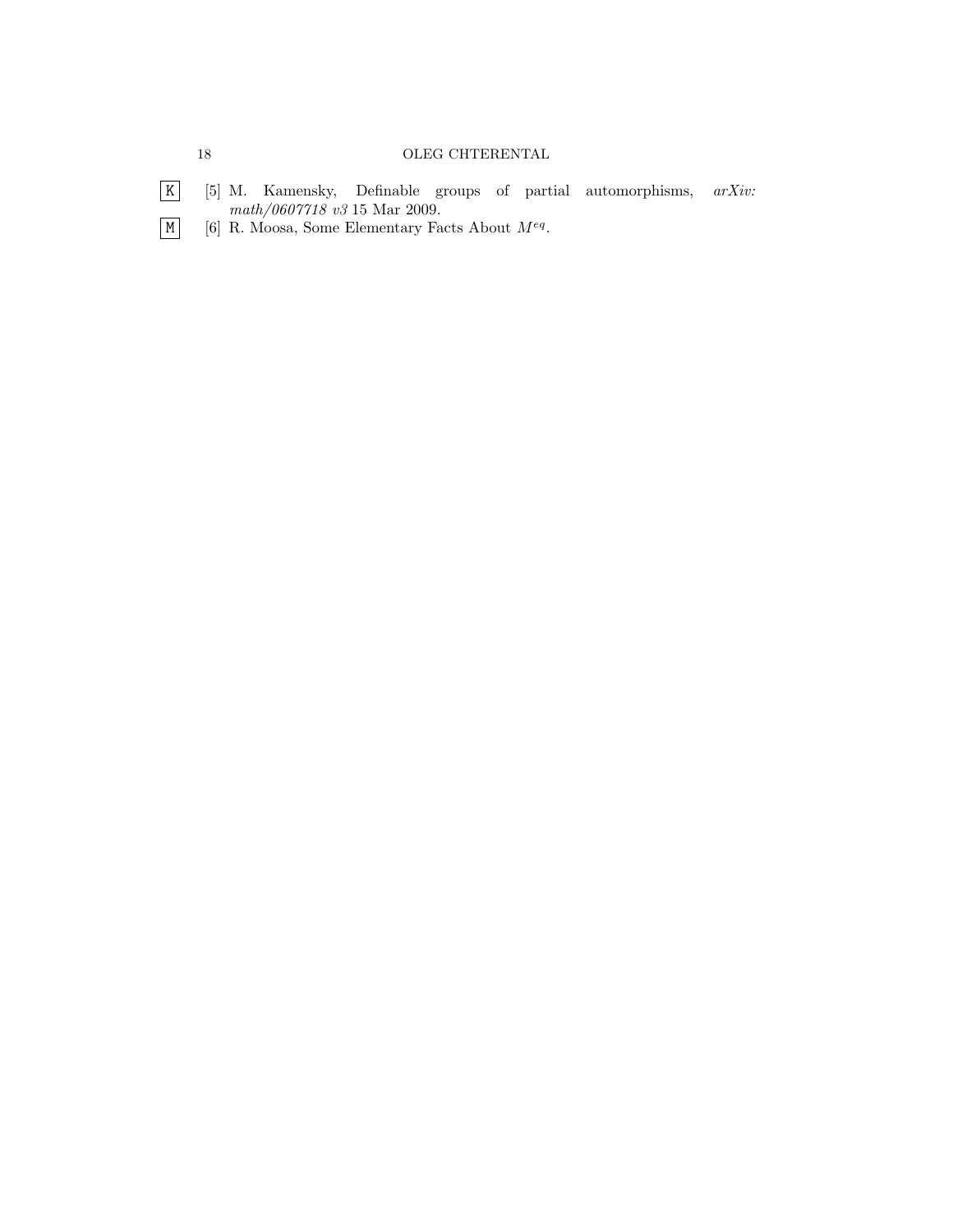K [5] M. Kamensky, Definable groups of partial automorphisms, *arXiv: math/0607718 v3* 15 Mar 2009.

M [6] R. Moosa, Some Elementary Facts About $M^{eq}$.